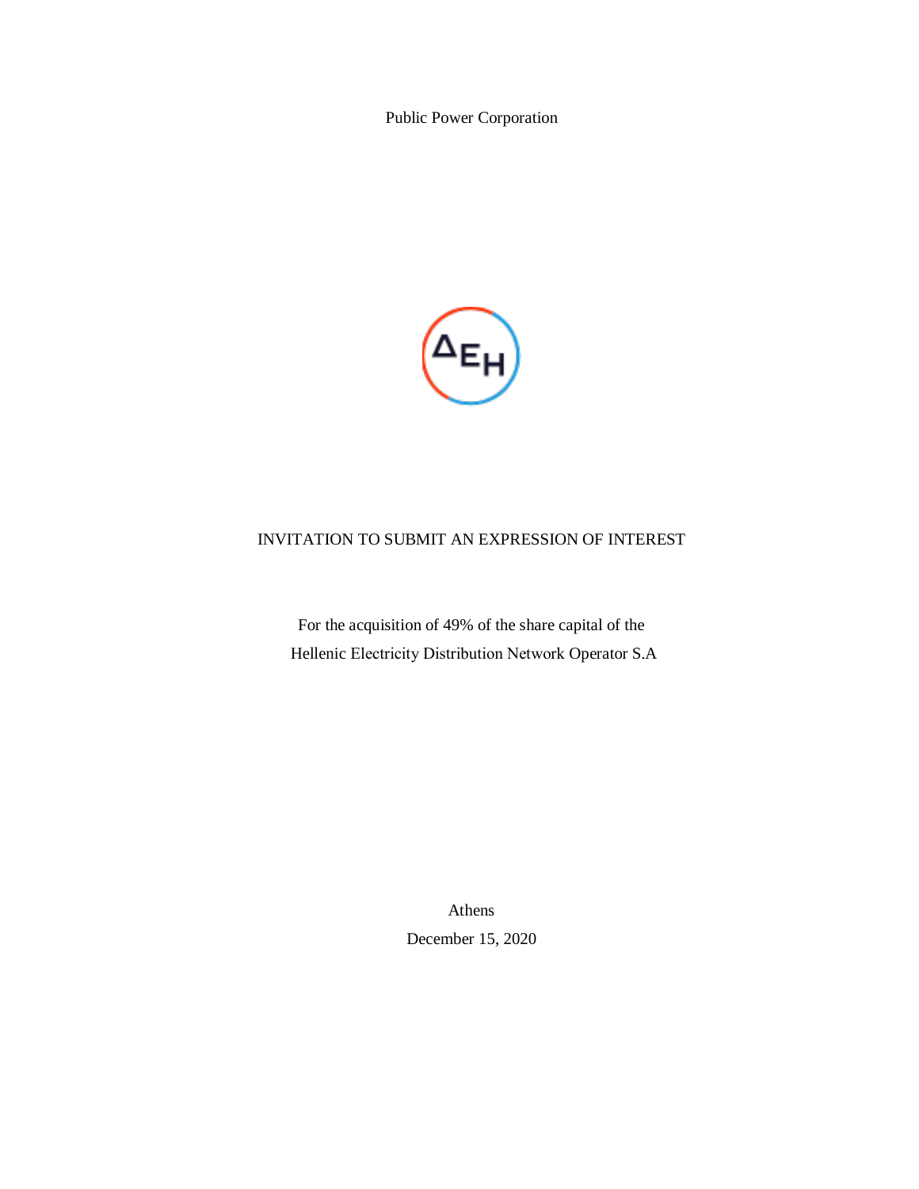Public Power Corporation

# INVITATION TO SUBMIT AN EXPRESSION OF INTEREST

For the acquisition of 49% of the share capital of the
Hellenic Electricity Distribution Network Operator S.A

Athens
December 15, 2020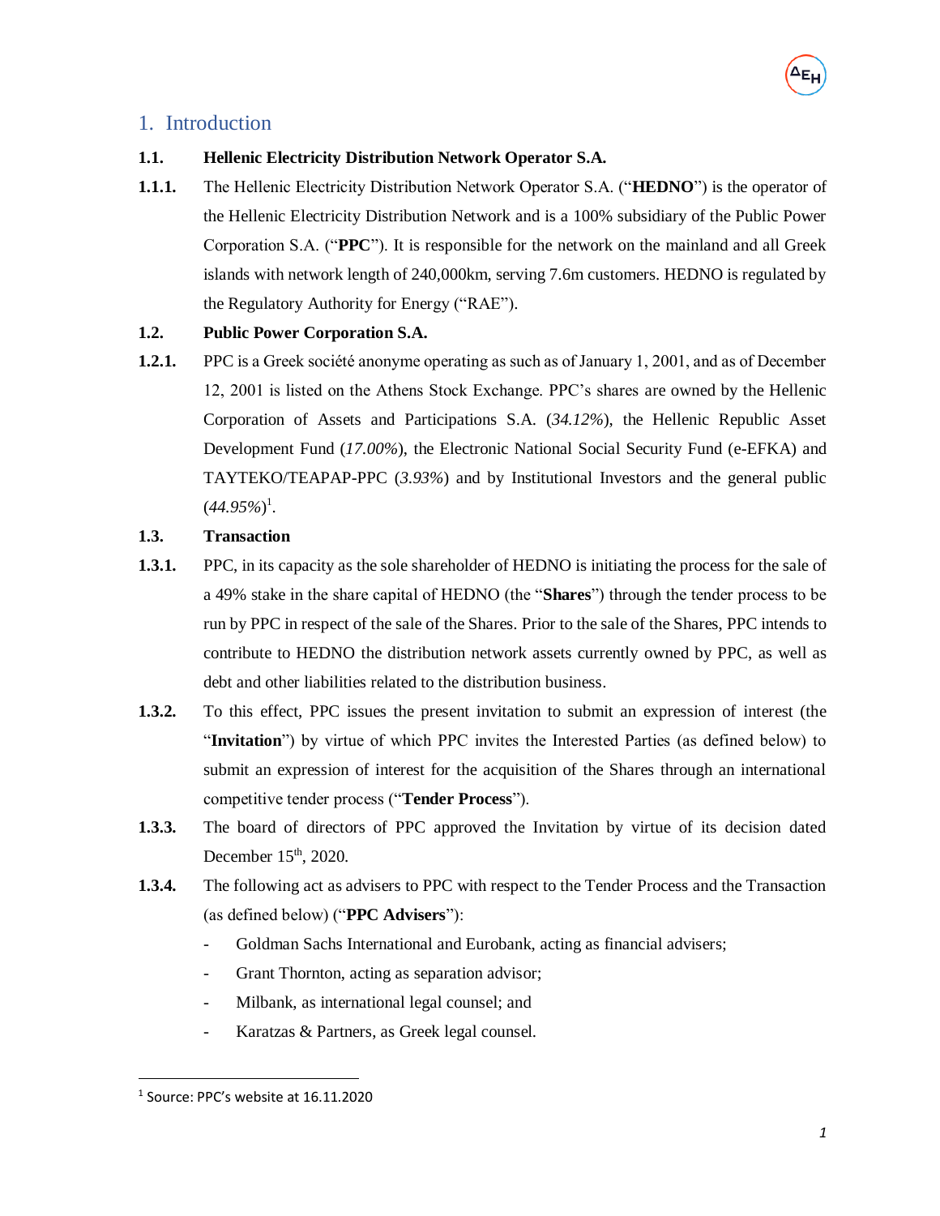# 1. Introduction

**1.1. Hellenic Electricity Distribution Network Operator S.A.**

**1.1.1.** The Hellenic Electricity Distribution Network Operator S.A. ("**HEDNO**") is the operator of the Hellenic Electricity Distribution Network and is a 100% subsidiary of the Public Power Corporation S.A. ("**PPC**"). It is responsible for the network on the mainland and all Greek islands with network length of 240,000km, serving 7.6m customers. HEDNO is regulated by the Regulatory Authority for Energy ("RAE").

**1.2. Public Power Corporation S.A.**

**1.2.1.** PPC is a Greek société anonyme operating as such as of January 1, 2001, and as of December 12, 2001 is listed on the Athens Stock Exchange. PPC's shares are owned by the Hellenic Corporation of Assets and Participations S.A. (*34.12%*), the Hellenic Republic Asset Development Fund (*17.00%*), the Electronic National Social Security Fund (e-EFKA) and TAYTEKO/TEAPAP-PPC (*3.93%*) and by Institutional Investors and the general public (*44.95%*)[1].

**1.3. Transaction**

**1.3.1.** PPC, in its capacity as the sole shareholder of HEDNO is initiating the process for the sale of a 49% stake in the share capital of HEDNO (the "**Shares**") through the tender process to be run by PPC in respect of the sale of the Shares. Prior to the sale of the Shares, PPC intends to contribute to HEDNO the distribution network assets currently owned by PPC, as well as debt and other liabilities related to the distribution business.

**1.3.2.** To this effect, PPC issues the present invitation to submit an expression of interest (the "**Invitation**") by virtue of which PPC invites the Interested Parties (as defined below) to submit an expression of interest for the acquisition of the Shares through an international competitive tender process ("**Tender Process**").

**1.3.3.** The board of directors of PPC approved the Invitation by virtue of its decision dated December 15th, 2020.

**1.3.4.** The following act as advisers to PPC with respect to the Tender Process and the Transaction (as defined below) ("**PPC Advisers**"):

- Goldman Sachs International and Eurobank, acting as financial advisers;
- Grant Thornton, acting as separation advisor;
- Milbank, as international legal counsel; and
- Karatzas & Partners, as Greek legal counsel.

[1] Source: PPC's website at 16.11.2020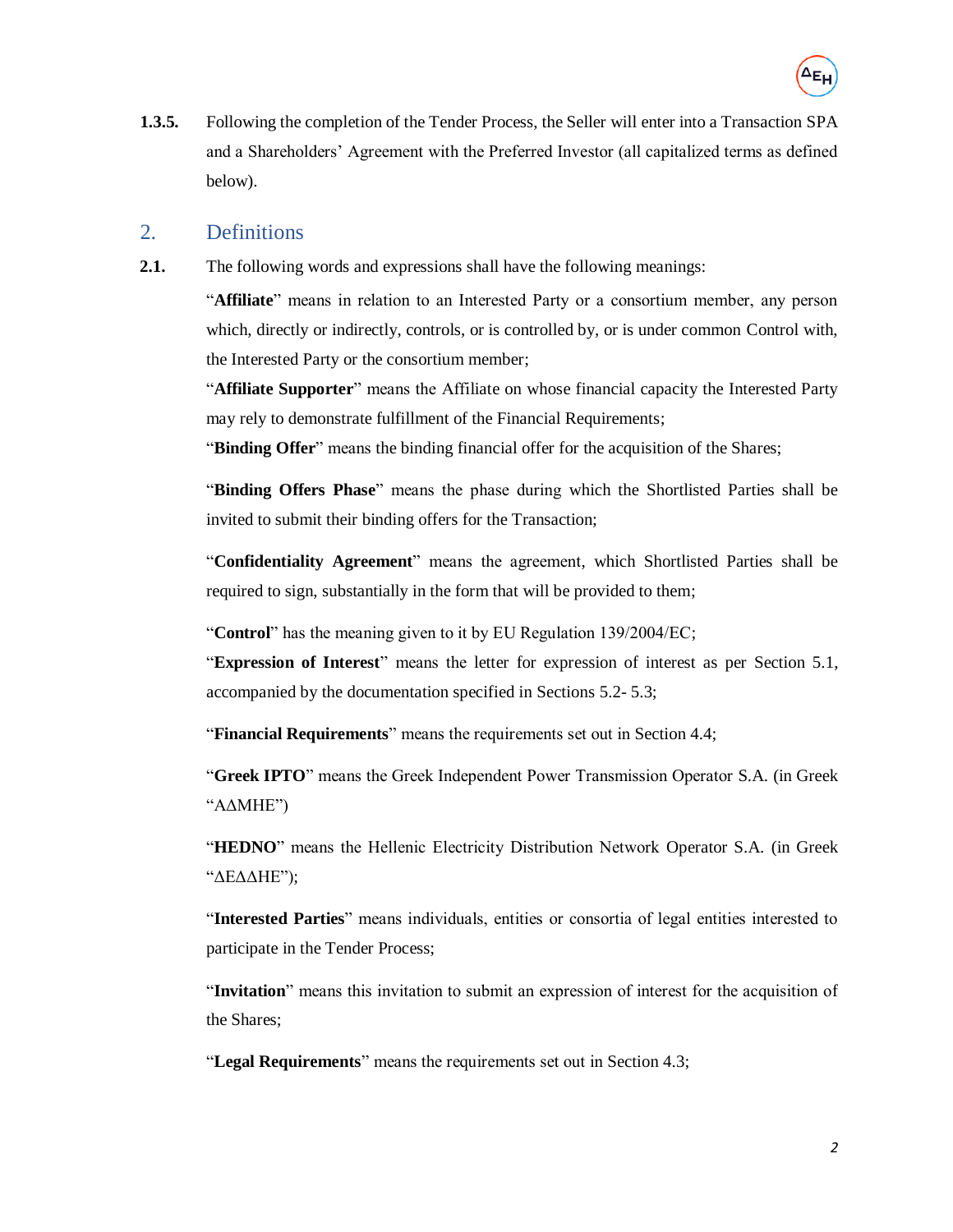**1.3.5.** Following the completion of the Tender Process, the Seller will enter into a Transaction SPA and a Shareholders' Agreement with the Preferred Investor (all capitalized terms as defined below).

## 2. Definitions

**2.1.** The following words and expressions shall have the following meanings:

"**Affiliate**" means in relation to an Interested Party or a consortium member, any person which, directly or indirectly, controls, or is controlled by, or is under common Control with, the Interested Party or the consortium member;

"**Affiliate Supporter**" means the Affiliate on whose financial capacity the Interested Party may rely to demonstrate fulfillment of the Financial Requirements;

"**Binding Offer**" means the binding financial offer for the acquisition of the Shares;

"**Binding Offers Phase**" means the phase during which the Shortlisted Parties shall be invited to submit their binding offers for the Transaction;

"**Confidentiality Agreement**" means the agreement, which Shortlisted Parties shall be required to sign, substantially in the form that will be provided to them;

"**Control**" has the meaning given to it by EU Regulation 139/2004/EC;

"**Expression of Interest**" means the letter for expression of interest as per Section 5.1, accompanied by the documentation specified in Sections 5.2- 5.3;

"**Financial Requirements**" means the requirements set out in Section 4.4;

"**Greek IPTO**" means the Greek Independent Power Transmission Operator S.A. (in Greek "ΑΔΜΗΕ")

"**HEDNO**" means the Hellenic Electricity Distribution Network Operator S.A. (in Greek "ΔΕΔΔΗΕ");

"**Interested Parties**" means individuals, entities or consortia of legal entities interested to participate in the Tender Process;

"**Invitation**" means this invitation to submit an expression of interest for the acquisition of the Shares;

"**Legal Requirements**" means the requirements set out in Section 4.3;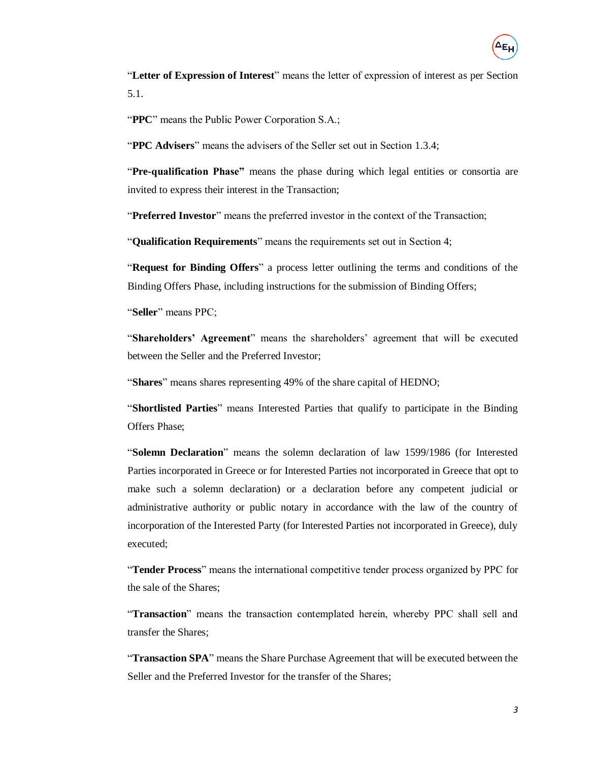"**Letter of Expression of Interest**" means the letter of expression of interest as per Section 5.1.

"**PPC**" means the Public Power Corporation S.A.;

"**PPC Advisers**" means the advisers of the Seller set out in Section 1.3.4;

"**Pre-qualification Phase"** means the phase during which legal entities or consortia are invited to express their interest in the Transaction;

"**Preferred Investor**" means the preferred investor in the context of the Transaction;

"**Qualification Requirements**" means the requirements set out in Section 4;

"**Request for Binding Offers**" a process letter outlining the terms and conditions of the Binding Offers Phase, including instructions for the submission of Binding Offers;

"**Seller**" means PPC;

"**Shareholders' Agreement**" means the shareholders' agreement that will be executed between the Seller and the Preferred Investor;

"**Shares**" means shares representing 49% of the share capital of HEDNO;

"**Shortlisted Parties**" means Interested Parties that qualify to participate in the Binding Offers Phase;

"**Solemn Declaration**" means the solemn declaration of law 1599/1986 (for Interested Parties incorporated in Greece or for Interested Parties not incorporated in Greece that opt to make such a solemn declaration) or a declaration before any competent judicial or administrative authority or public notary in accordance with the law of the country of incorporation of the Interested Party (for Interested Parties not incorporated in Greece), duly executed;

"**Tender Process**" means the international competitive tender process organized by PPC for the sale of the Shares;

"**Transaction**" means the transaction contemplated herein, whereby PPC shall sell and transfer the Shares;

"**Transaction SPA**" means the Share Purchase Agreement that will be executed between the Seller and the Preferred Investor for the transfer of the Shares;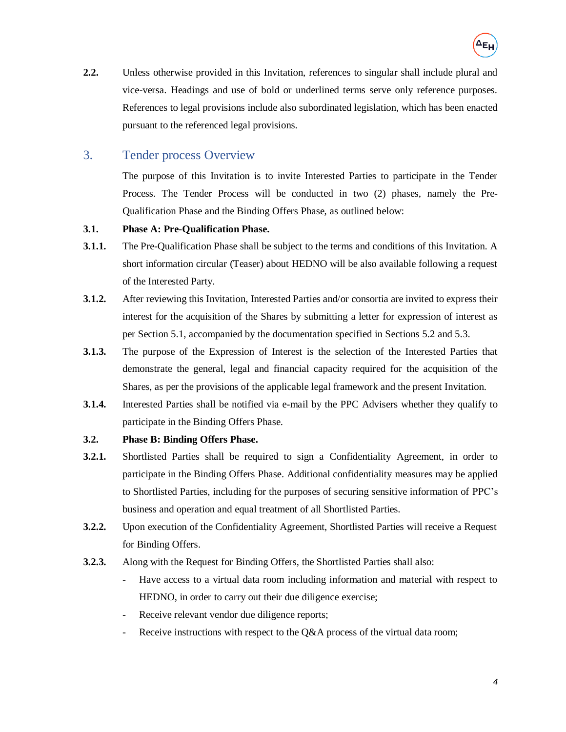**2.2.** Unless otherwise provided in this Invitation, references to singular shall include plural and vice-versa. Headings and use of bold or underlined terms serve only reference purposes. References to legal provisions include also subordinated legislation, which has been enacted pursuant to the referenced legal provisions.

## 3. Tender process Overview

The purpose of this Invitation is to invite Interested Parties to participate in the Tender Process. The Tender Process will be conducted in two (2) phases, namely the Pre-Qualification Phase and the Binding Offers Phase, as outlined below:

**3.1. Phase A: Pre-Qualification Phase.**

**3.1.1.** The Pre-Qualification Phase shall be subject to the terms and conditions of this Invitation. A short information circular (Teaser) about HEDNO will be also available following a request of the Interested Party.

**3.1.2.** After reviewing this Invitation, Interested Parties and/or consortia are invited to express their interest for the acquisition of the Shares by submitting a letter for expression of interest as per Section 5.1, accompanied by the documentation specified in Sections 5.2 and 5.3.

**3.1.3.** The purpose of the Expression of Interest is the selection of the Interested Parties that demonstrate the general, legal and financial capacity required for the acquisition of the Shares, as per the provisions of the applicable legal framework and the present Invitation.

**3.1.4.** Interested Parties shall be notified via e-mail by the PPC Advisers whether they qualify to participate in the Binding Offers Phase.

**3.2. Phase B: Binding Offers Phase.**

**3.2.1.** Shortlisted Parties shall be required to sign a Confidentiality Agreement, in order to participate in the Binding Offers Phase. Additional confidentiality measures may be applied to Shortlisted Parties, including for the purposes of securing sensitive information of PPC's business and operation and equal treatment of all Shortlisted Parties.

**3.2.2.** Upon execution of the Confidentiality Agreement, Shortlisted Parties will receive a Request for Binding Offers.

**3.2.3.** Along with the Request for Binding Offers, the Shortlisted Parties shall also:

- Have access to a virtual data room including information and material with respect to HEDNO, in order to carry out their due diligence exercise;
- Receive relevant vendor due diligence reports;
- Receive instructions with respect to the Q&A process of the virtual data room;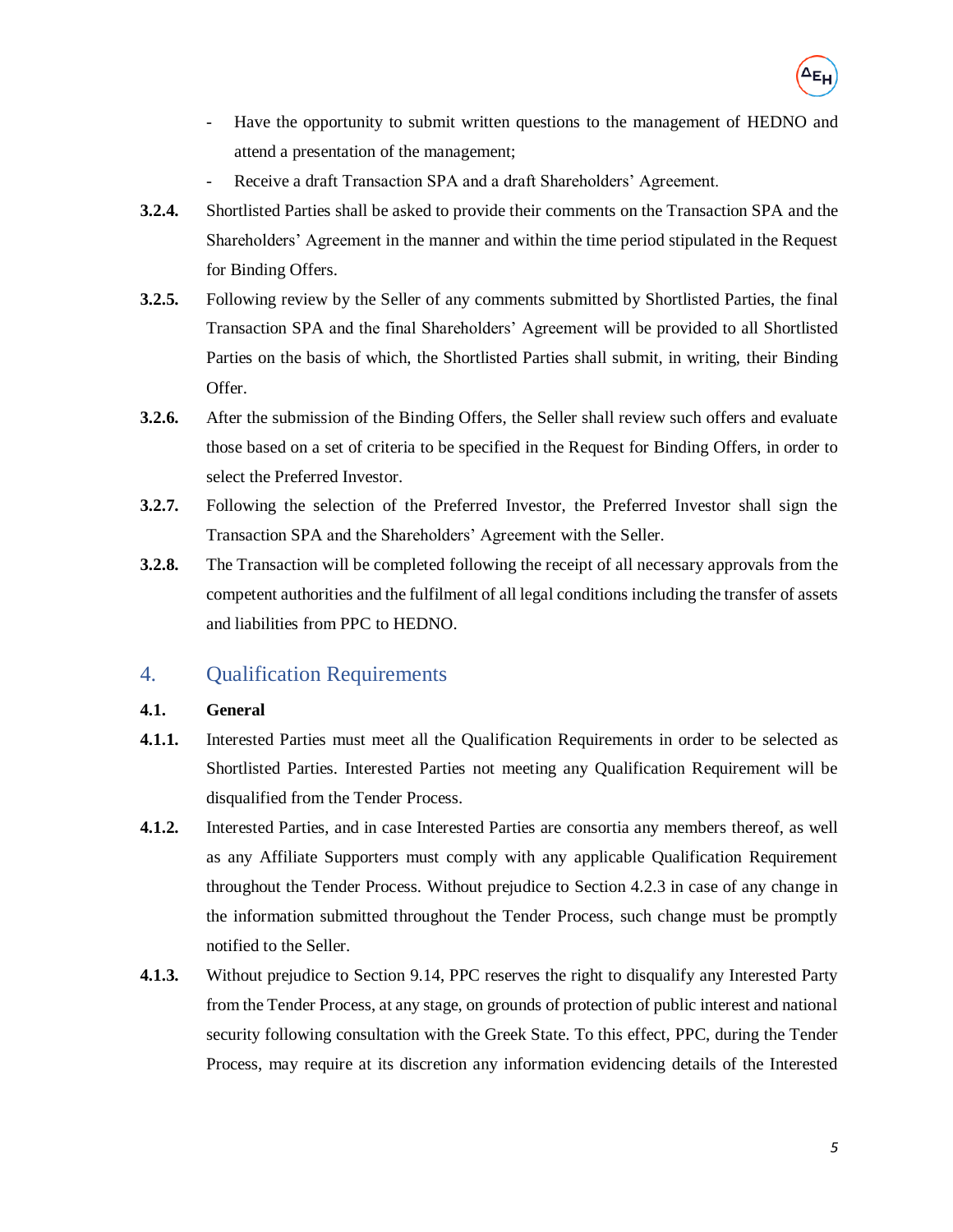- Have the opportunity to submit written questions to the management of HEDNO and attend a presentation of the management;
- Receive a draft Transaction SPA and a draft Shareholders' Agreement.

**3.2.4.** Shortlisted Parties shall be asked to provide their comments on the Transaction SPA and the Shareholders' Agreement in the manner and within the time period stipulated in the Request for Binding Offers.

**3.2.5.** Following review by the Seller of any comments submitted by Shortlisted Parties, the final Transaction SPA and the final Shareholders' Agreement will be provided to all Shortlisted Parties on the basis of which, the Shortlisted Parties shall submit, in writing, their Binding Offer.

**3.2.6.** After the submission of the Binding Offers, the Seller shall review such offers and evaluate those based on a set of criteria to be specified in the Request for Binding Offers, in order to select the Preferred Investor.

**3.2.7.** Following the selection of the Preferred Investor, the Preferred Investor shall sign the Transaction SPA and the Shareholders' Agreement with the Seller.

**3.2.8.** The Transaction will be completed following the receipt of all necessary approvals from the competent authorities and the fulfilment of all legal conditions including the transfer of assets and liabilities from PPC to HEDNO.

## 4. Qualification Requirements

### 4.1. General

**4.1.1.** Interested Parties must meet all the Qualification Requirements in order to be selected as Shortlisted Parties. Interested Parties not meeting any Qualification Requirement will be disqualified from the Tender Process.

**4.1.2.** Interested Parties, and in case Interested Parties are consortia any members thereof, as well as any Affiliate Supporters must comply with any applicable Qualification Requirement throughout the Tender Process. Without prejudice to Section 4.2.3 in case of any change in the information submitted throughout the Tender Process, such change must be promptly notified to the Seller.

**4.1.3.** Without prejudice to Section 9.14, PPC reserves the right to disqualify any Interested Party from the Tender Process, at any stage, on grounds of protection of public interest and national security following consultation with the Greek State. To this effect, PPC, during the Tender Process, may require at its discretion any information evidencing details of the Interested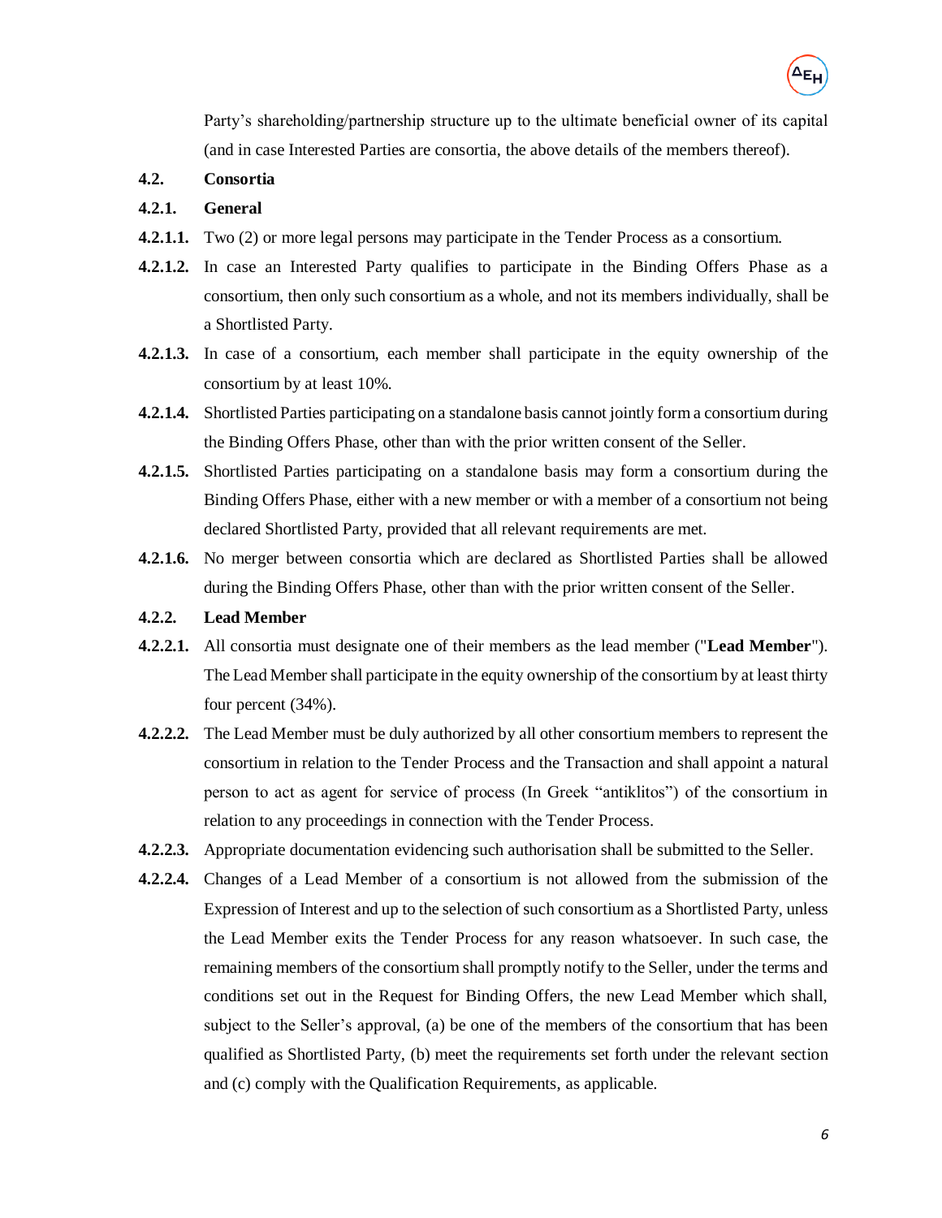Party's shareholding/partnership structure up to the ultimate beneficial owner of its capital (and in case Interested Parties are consortia, the above details of the members thereof).

**4.2. Consortia**

**4.2.1. General**

**4.2.1.1.** Two (2) or more legal persons may participate in the Tender Process as a consortium.

**4.2.1.2.** In case an Interested Party qualifies to participate in the Binding Offers Phase as a consortium, then only such consortium as a whole, and not its members individually, shall be a Shortlisted Party.

**4.2.1.3.** In case of a consortium, each member shall participate in the equity ownership of the consortium by at least 10%.

**4.2.1.4.** Shortlisted Parties participating on a standalone basis cannot jointly form a consortium during the Binding Offers Phase, other than with the prior written consent of the Seller.

**4.2.1.5.** Shortlisted Parties participating on a standalone basis may form a consortium during the Binding Offers Phase, either with a new member or with a member of a consortium not being declared Shortlisted Party, provided that all relevant requirements are met.

**4.2.1.6.** No merger between consortia which are declared as Shortlisted Parties shall be allowed during the Binding Offers Phase, other than with the prior written consent of the Seller.

**4.2.2. Lead Member**

**4.2.2.1.** All consortia must designate one of their members as the lead member ("**Lead Member**"). The Lead Member shall participate in the equity ownership of the consortium by at least thirty four percent (34%).

**4.2.2.2.** The Lead Member must be duly authorized by all other consortium members to represent the consortium in relation to the Tender Process and the Transaction and shall appoint a natural person to act as agent for service of process (In Greek "antiklitos") of the consortium in relation to any proceedings in connection with the Tender Process.

**4.2.2.3.** Appropriate documentation evidencing such authorisation shall be submitted to the Seller.

**4.2.2.4.** Changes of a Lead Member of a consortium is not allowed from the submission of the Expression of Interest and up to the selection of such consortium as a Shortlisted Party, unless the Lead Member exits the Tender Process for any reason whatsoever. In such case, the remaining members of the consortium shall promptly notify to the Seller, under the terms and conditions set out in the Request for Binding Offers, the new Lead Member which shall, subject to the Seller's approval, (a) be one of the members of the consortium that has been qualified as Shortlisted Party, (b) meet the requirements set forth under the relevant section and (c) comply with the Qualification Requirements, as applicable.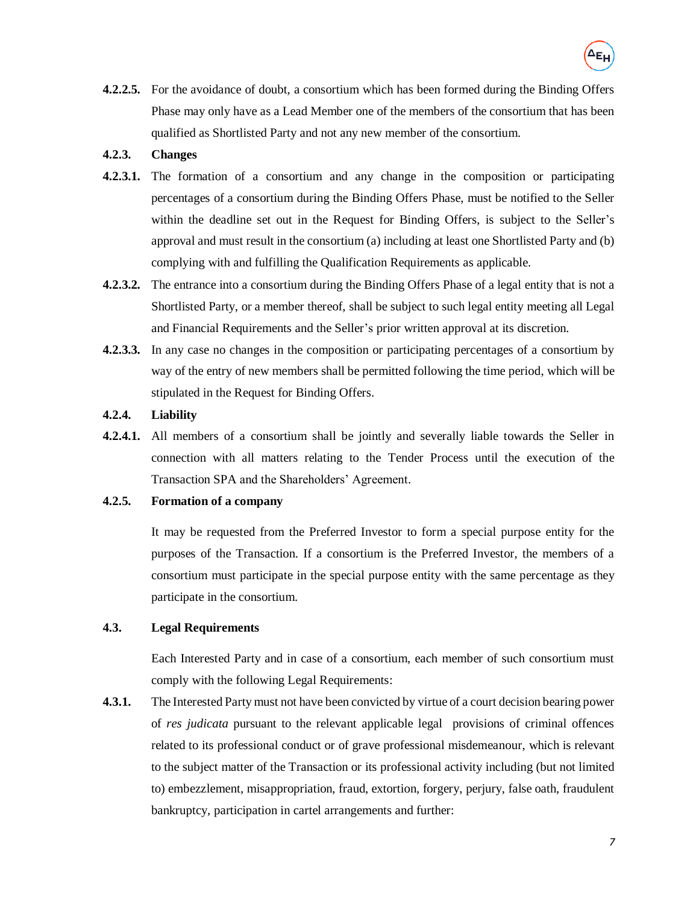**4.2.2.5.** For the avoidance of doubt, a consortium which has been formed during the Binding Offers Phase may only have as a Lead Member one of the members of the consortium that has been qualified as Shortlisted Party and not any new member of the consortium.

**4.2.3. Changes**

**4.2.3.1.** The formation of a consortium and any change in the composition or participating percentages of a consortium during the Binding Offers Phase, must be notified to the Seller within the deadline set out in the Request for Binding Offers, is subject to the Seller's approval and must result in the consortium (a) including at least one Shortlisted Party and (b) complying with and fulfilling the Qualification Requirements as applicable.

**4.2.3.2.** The entrance into a consortium during the Binding Offers Phase of a legal entity that is not a Shortlisted Party, or a member thereof, shall be subject to such legal entity meeting all Legal and Financial Requirements and the Seller's prior written approval at its discretion.

**4.2.3.3.** In any case no changes in the composition or participating percentages of a consortium by way of the entry of new members shall be permitted following the time period, which will be stipulated in the Request for Binding Offers.

**4.2.4. Liability**

**4.2.4.1.** All members of a consortium shall be jointly and severally liable towards the Seller in connection with all matters relating to the Tender Process until the execution of the Transaction SPA and the Shareholders' Agreement.

**4.2.5. Formation of a company**

It may be requested from the Preferred Investor to form a special purpose entity for the purposes of the Transaction. If a consortium is the Preferred Investor, the members of a consortium must participate in the special purpose entity with the same percentage as they participate in the consortium.

**4.3. Legal Requirements**

Each Interested Party and in case of a consortium, each member of such consortium must comply with the following Legal Requirements:

**4.3.1.** The Interested Party must not have been convicted by virtue of a court decision bearing power of *res judicata* pursuant to the relevant applicable legal provisions of criminal offences related to its professional conduct or of grave professional misdemeanour, which is relevant to the subject matter of the Transaction or its professional activity including (but not limited to) embezzlement, misappropriation, fraud, extortion, forgery, perjury, false oath, fraudulent bankruptcy, participation in cartel arrangements and further: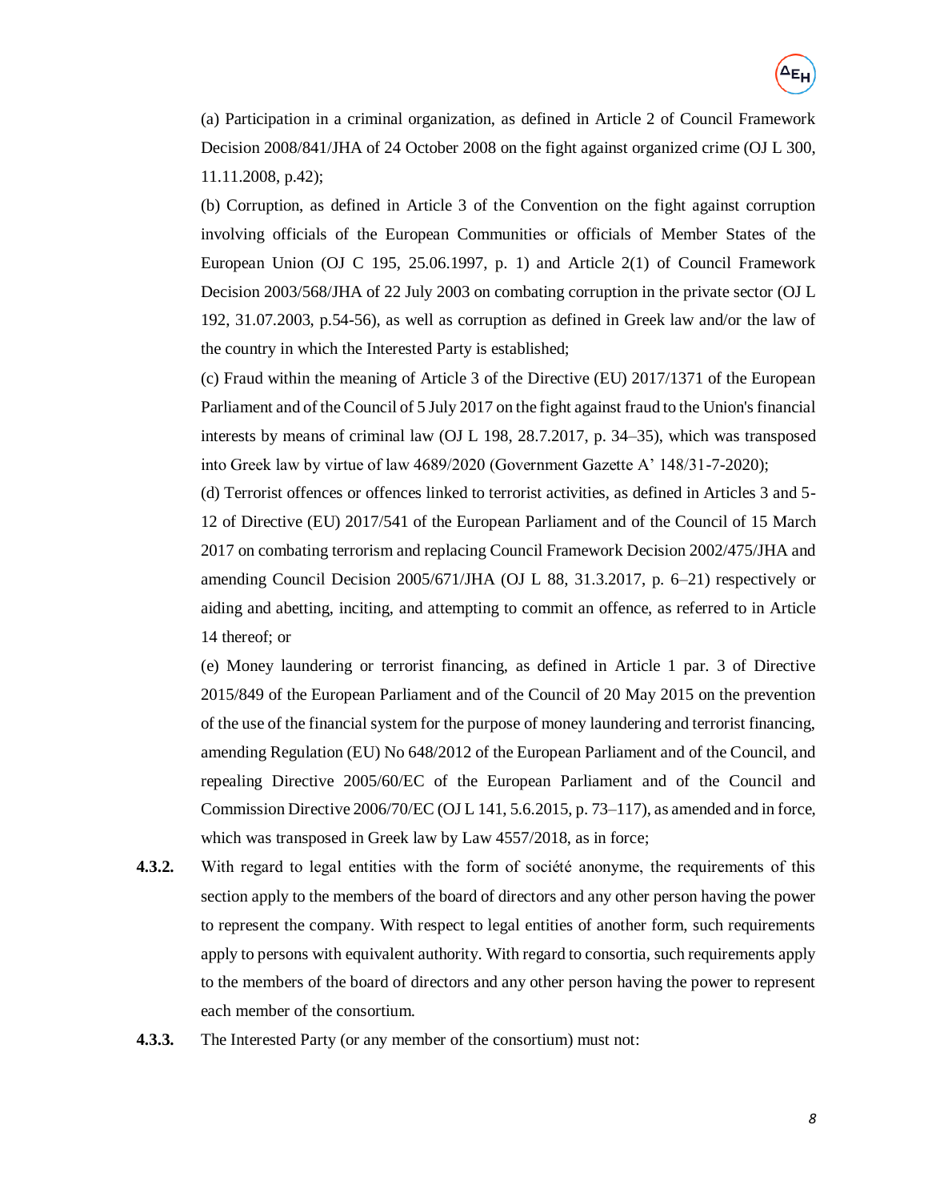(a) Participation in a criminal organization, as defined in Article 2 of Council Framework Decision 2008/841/JHA of 24 October 2008 on the fight against organized crime (OJ L 300, 11.11.2008, p.42);

(b) Corruption, as defined in Article 3 of the Convention on the fight against corruption involving officials of the European Communities or officials of Member States of the European Union (OJ C 195, 25.06.1997, p. 1) and Article 2(1) of Council Framework Decision 2003/568/JHA of 22 July 2003 on combating corruption in the private sector (OJ L 192, 31.07.2003, p.54-56), as well as corruption as defined in Greek law and/or the law of the country in which the Interested Party is established;

(c) Fraud within the meaning of Article 3 of the Directive (EU) 2017/1371 of the European Parliament and of the Council of 5 July 2017 on the fight against fraud to the Union's financial interests by means of criminal law (OJ L 198, 28.7.2017, p. 34–35), which was transposed into Greek law by virtue of law 4689/2020 (Government Gazette A' 148/31-7-2020);

(d) Terrorist offences or offences linked to terrorist activities, as defined in Articles 3 and 5-12 of Directive (EU) 2017/541 of the European Parliament and of the Council of 15 March 2017 on combating terrorism and replacing Council Framework Decision 2002/475/JHA and amending Council Decision 2005/671/JHA (OJ L 88, 31.3.2017, p. 6–21) respectively or aiding and abetting, inciting, and attempting to commit an offence, as referred to in Article 14 thereof; or

(e) Money laundering or terrorist financing, as defined in Article 1 par. 3 of Directive 2015/849 of the European Parliament and of the Council of 20 May 2015 on the prevention of the use of the financial system for the purpose of money laundering and terrorist financing, amending Regulation (EU) No 648/2012 of the European Parliament and of the Council, and repealing Directive 2005/60/EC of the European Parliament and of the Council and Commission Directive 2006/70/EC (OJ L 141, 5.6.2015, p. 73–117), as amended and in force, which was transposed in Greek law by Law 4557/2018, as in force;

**4.3.2.** With regard to legal entities with the form of société anonyme, the requirements of this section apply to the members of the board of directors and any other person having the power to represent the company. With respect to legal entities of another form, such requirements apply to persons with equivalent authority. With regard to consortia, such requirements apply to the members of the board of directors and any other person having the power to represent each member of the consortium.

**4.3.3.** The Interested Party (or any member of the consortium) must not: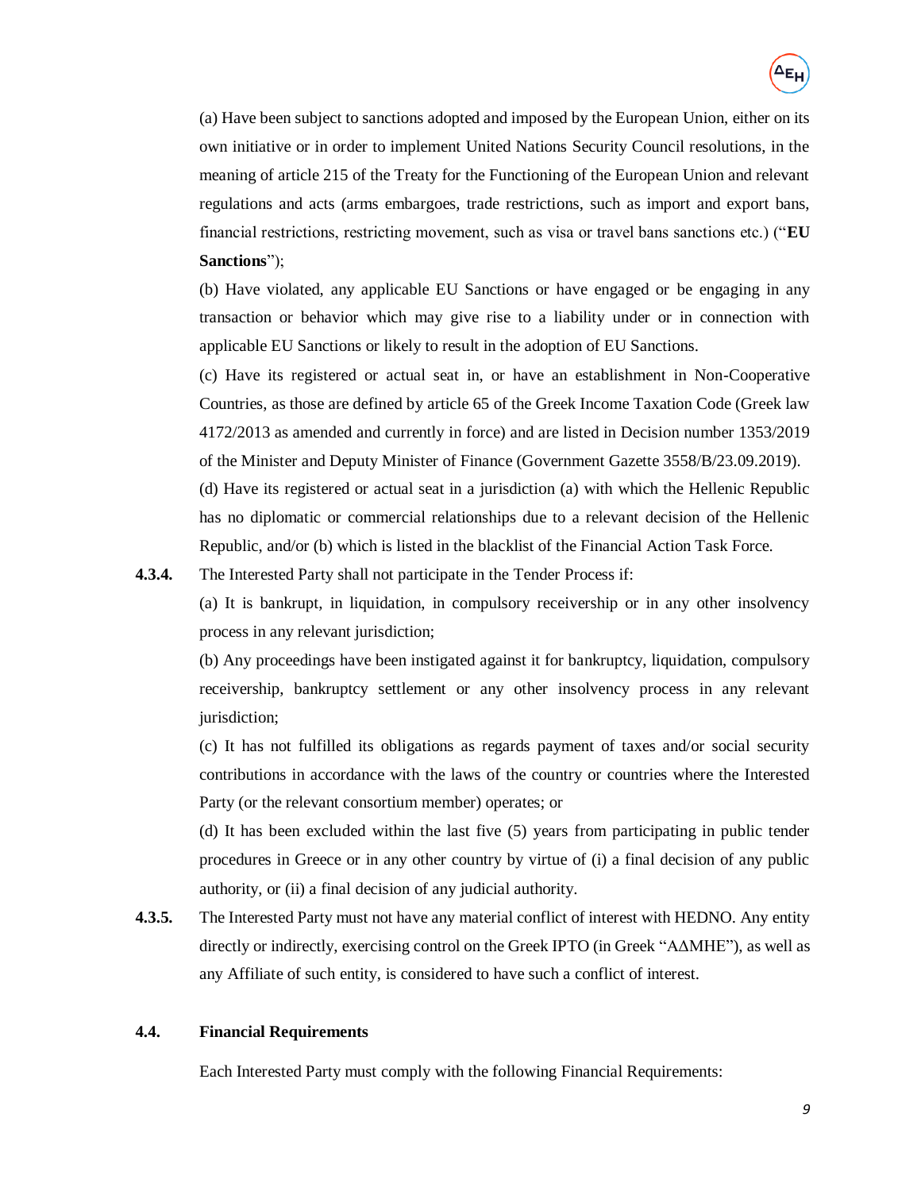(a) Have been subject to sanctions adopted and imposed by the European Union, either on its own initiative or in order to implement United Nations Security Council resolutions, in the meaning of article 215 of the Treaty for the Functioning of the European Union and relevant regulations and acts (arms embargoes, trade restrictions, such as import and export bans, financial restrictions, restricting movement, such as visa or travel bans sanctions etc.) ("**EU Sanctions**");

(b) Have violated, any applicable EU Sanctions or have engaged or be engaging in any transaction or behavior which may give rise to a liability under or in connection with applicable EU Sanctions or likely to result in the adoption of EU Sanctions.

(c) Have its registered or actual seat in, or have an establishment in Non-Cooperative Countries, as those are defined by article 65 of the Greek Income Taxation Code (Greek law 4172/2013 as amended and currently in force) and are listed in Decision number 1353/2019 of the Minister and Deputy Minister of Finance (Government Gazette 3558/B/23.09.2019).

(d) Have its registered or actual seat in a jurisdiction (a) with which the Hellenic Republic has no diplomatic or commercial relationships due to a relevant decision of the Hellenic Republic, and/or (b) which is listed in the blacklist of the Financial Action Task Force.

**4.3.4.** The Interested Party shall not participate in the Tender Process if:

(a) It is bankrupt, in liquidation, in compulsory receivership or in any other insolvency process in any relevant jurisdiction;

(b) Any proceedings have been instigated against it for bankruptcy, liquidation, compulsory receivership, bankruptcy settlement or any other insolvency process in any relevant jurisdiction;

(c) It has not fulfilled its obligations as regards payment of taxes and/or social security contributions in accordance with the laws of the country or countries where the Interested Party (or the relevant consortium member) operates; or

(d) It has been excluded within the last five (5) years from participating in public tender procedures in Greece or in any other country by virtue of (i) a final decision of any public authority, or (ii) a final decision of any judicial authority.

**4.3.5.** The Interested Party must not have any material conflict of interest with HEDNO. Any entity directly or indirectly, exercising control on the Greek IPTO (in Greek "ΑΔΜΗΕ"), as well as any Affiliate of such entity, is considered to have such a conflict of interest.

## 4.4. Financial Requirements

Each Interested Party must comply with the following Financial Requirements: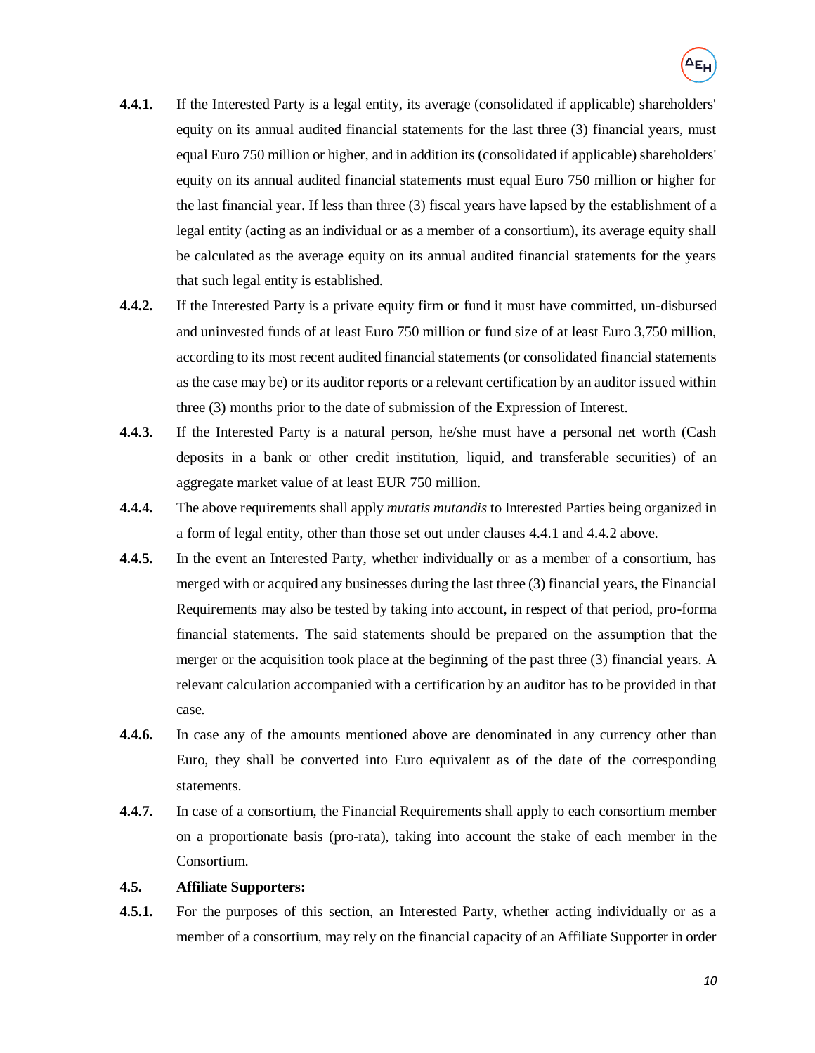**4.4.1.** If the Interested Party is a legal entity, its average (consolidated if applicable) shareholders' equity on its annual audited financial statements for the last three (3) financial years, must equal Euro 750 million or higher, and in addition its (consolidated if applicable) shareholders' equity on its annual audited financial statements must equal Euro 750 million or higher for the last financial year. If less than three (3) fiscal years have lapsed by the establishment of a legal entity (acting as an individual or as a member of a consortium), its average equity shall be calculated as the average equity on its annual audited financial statements for the years that such legal entity is established.

**4.4.2.** If the Interested Party is a private equity firm or fund it must have committed, un-disbursed and uninvested funds of at least Euro 750 million or fund size of at least Euro 3,750 million, according to its most recent audited financial statements (or consolidated financial statements as the case may be) or its auditor reports or a relevant certification by an auditor issued within three (3) months prior to the date of submission of the Expression of Interest.

**4.4.3.** If the Interested Party is a natural person, he/she must have a personal net worth (Cash deposits in a bank or other credit institution, liquid, and transferable securities) of an aggregate market value of at least EUR 750 million.

**4.4.4.** The above requirements shall apply *mutatis mutandis* to Interested Parties being organized in a form of legal entity, other than those set out under clauses 4.4.1 and 4.4.2 above.

**4.4.5.** In the event an Interested Party, whether individually or as a member of a consortium, has merged with or acquired any businesses during the last three (3) financial years, the Financial Requirements may also be tested by taking into account, in respect of that period, pro-forma financial statements. The said statements should be prepared on the assumption that the merger or the acquisition took place at the beginning of the past three (3) financial years. A relevant calculation accompanied with a certification by an auditor has to be provided in that case.

**4.4.6.** In case any of the amounts mentioned above are denominated in any currency other than Euro, they shall be converted into Euro equivalent as of the date of the corresponding statements.

**4.4.7.** In case of a consortium, the Financial Requirements shall apply to each consortium member on a proportionate basis (pro-rata), taking into account the stake of each member in the Consortium.

### 4.5. Affiliate Supporters:

**4.5.1.** For the purposes of this section, an Interested Party, whether acting individually or as a member of a consortium, may rely on the financial capacity of an Affiliate Supporter in order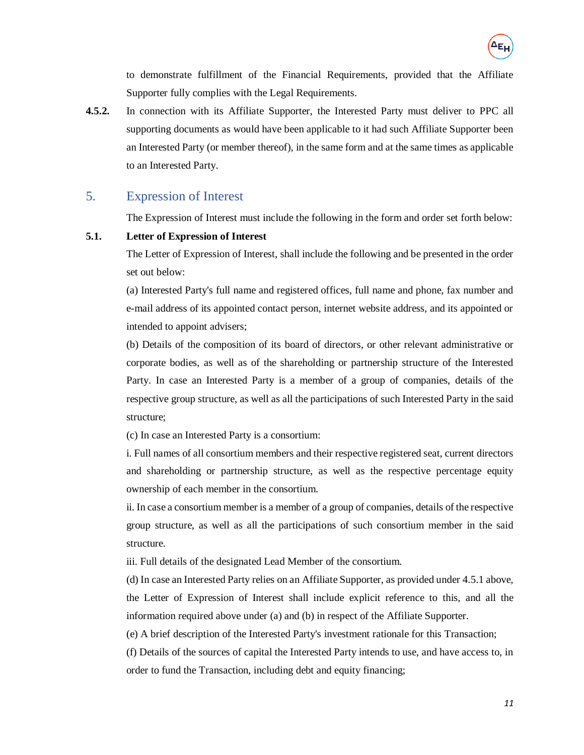to demonstrate fulfillment of the Financial Requirements, provided that the Affiliate Supporter fully complies with the Legal Requirements.

**4.5.2.** In connection with its Affiliate Supporter, the Interested Party must deliver to PPC all supporting documents as would have been applicable to it had such Affiliate Supporter been an Interested Party (or member thereof), in the same form and at the same times as applicable to an Interested Party.

## 5. Expression of Interest

The Expression of Interest must include the following in the form and order set forth below:

**5.1. Letter of Expression of Interest**

The Letter of Expression of Interest, shall include the following and be presented in the order set out below:

(a) Interested Party's full name and registered offices, full name and phone, fax number and e-mail address of its appointed contact person, internet website address, and its appointed or intended to appoint advisers;

(b) Details of the composition of its board of directors, or other relevant administrative or corporate bodies, as well as of the shareholding or partnership structure of the Interested Party. In case an Interested Party is a member of a group of companies, details of the respective group structure, as well as all the participations of such Interested Party in the said structure;

(c) In case an Interested Party is a consortium:

i. Full names of all consortium members and their respective registered seat, current directors and shareholding or partnership structure, as well as the respective percentage equity ownership of each member in the consortium.

ii. In case a consortium member is a member of a group of companies, details of the respective group structure, as well as all the participations of such consortium member in the said structure.

iii. Full details of the designated Lead Member of the consortium.

(d) In case an Interested Party relies on an Affiliate Supporter, as provided under 4.5.1 above, the Letter of Expression of Interest shall include explicit reference to this, and all the information required above under (a) and (b) in respect of the Affiliate Supporter.

(e) A brief description of the Interested Party's investment rationale for this Transaction;

(f) Details of the sources of capital the Interested Party intends to use, and have access to, in order to fund the Transaction, including debt and equity financing;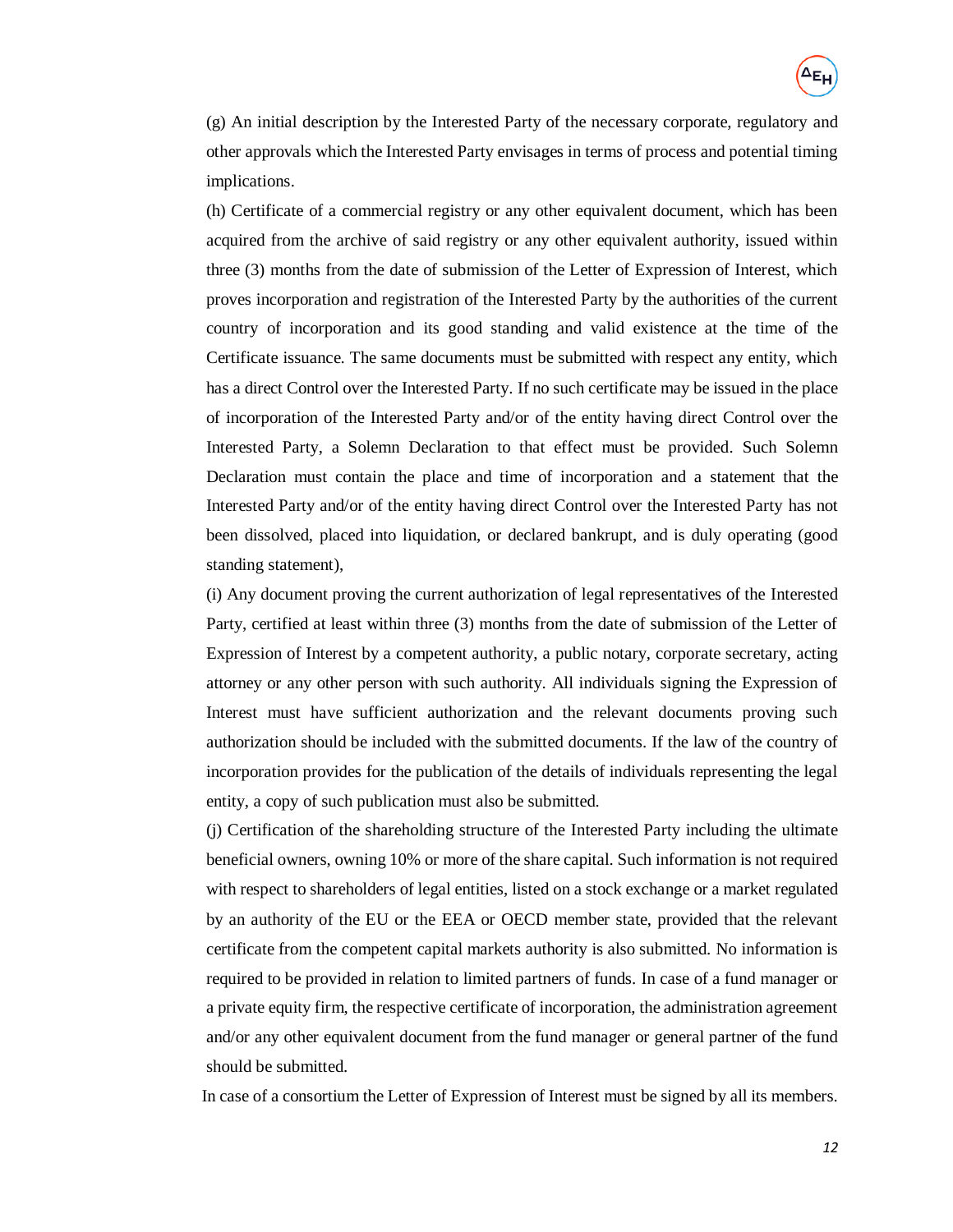(g) An initial description by the Interested Party of the necessary corporate, regulatory and other approvals which the Interested Party envisages in terms of process and potential timing implications.

(h) Certificate of a commercial registry or any other equivalent document, which has been acquired from the archive of said registry or any other equivalent authority, issued within three (3) months from the date of submission of the Letter of Expression of Interest, which proves incorporation and registration of the Interested Party by the authorities of the current country of incorporation and its good standing and valid existence at the time of the Certificate issuance. The same documents must be submitted with respect any entity, which has a direct Control over the Interested Party. If no such certificate may be issued in the place of incorporation of the Interested Party and/or of the entity having direct Control over the Interested Party, a Solemn Declaration to that effect must be provided. Such Solemn Declaration must contain the place and time of incorporation and a statement that the Interested Party and/or of the entity having direct Control over the Interested Party has not been dissolved, placed into liquidation, or declared bankrupt, and is duly operating (good standing statement),

(i) Any document proving the current authorization of legal representatives of the Interested Party, certified at least within three (3) months from the date of submission of the Letter of Expression of Interest by a competent authority, a public notary, corporate secretary, acting attorney or any other person with such authority. All individuals signing the Expression of Interest must have sufficient authorization and the relevant documents proving such authorization should be included with the submitted documents. If the law of the country of incorporation provides for the publication of the details of individuals representing the legal entity, a copy of such publication must also be submitted.

(j) Certification of the shareholding structure of the Interested Party including the ultimate beneficial owners, owning 10% or more of the share capital. Such information is not required with respect to shareholders of legal entities, listed on a stock exchange or a market regulated by an authority of the EU or the EEA or OECD member state, provided that the relevant certificate from the competent capital markets authority is also submitted. No information is required to be provided in relation to limited partners of funds. In case of a fund manager or a private equity firm, the respective certificate of incorporation, the administration agreement and/or any other equivalent document from the fund manager or general partner of the fund should be submitted.

In case of a consortium the Letter of Expression of Interest must be signed by all its members.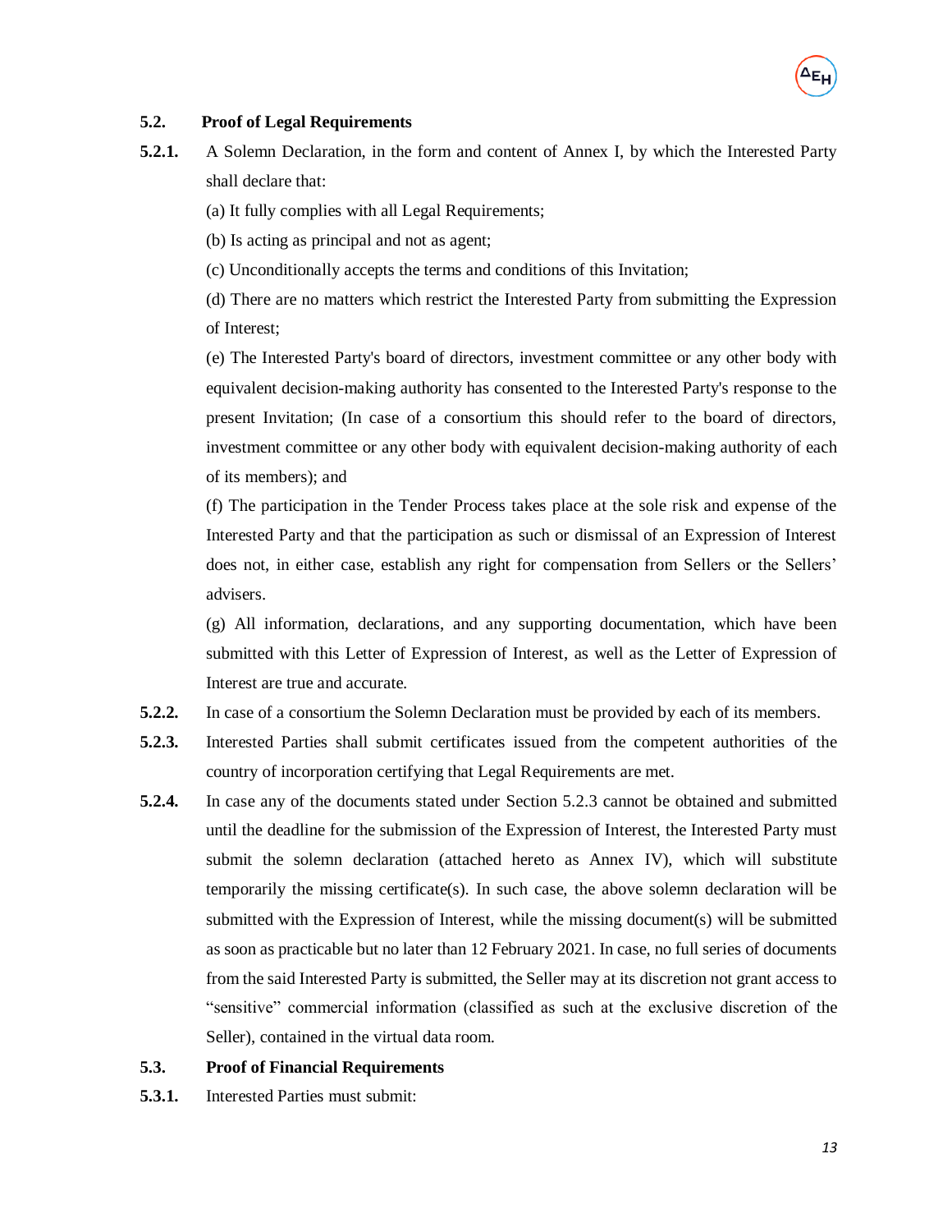### 5.2. Proof of Legal Requirements

**5.2.1.** A Solemn Declaration, in the form and content of Annex I, by which the Interested Party shall declare that:

(a) It fully complies with all Legal Requirements;

(b) Is acting as principal and not as agent;

(c) Unconditionally accepts the terms and conditions of this Invitation;

(d) There are no matters which restrict the Interested Party from submitting the Expression of Interest;

(e) The Interested Party's board of directors, investment committee or any other body with equivalent decision-making authority has consented to the Interested Party's response to the present Invitation; (In case of a consortium this should refer to the board of directors, investment committee or any other body with equivalent decision-making authority of each of its members); and

(f) The participation in the Tender Process takes place at the sole risk and expense of the Interested Party and that the participation as such or dismissal of an Expression of Interest does not, in either case, establish any right for compensation from Sellers or the Sellers' advisers.

(g) All information, declarations, and any supporting documentation, which have been submitted with this Letter of Expression of Interest, as well as the Letter of Expression of Interest are true and accurate.

**5.2.2.** In case of a consortium the Solemn Declaration must be provided by each of its members.

**5.2.3.** Interested Parties shall submit certificates issued from the competent authorities of the country of incorporation certifying that Legal Requirements are met.

**5.2.4.** In case any of the documents stated under Section 5.2.3 cannot be obtained and submitted until the deadline for the submission of the Expression of Interest, the Interested Party must submit the solemn declaration (attached hereto as Annex IV), which will substitute temporarily the missing certificate(s). In such case, the above solemn declaration will be submitted with the Expression of Interest, while the missing document(s) will be submitted as soon as practicable but no later than 12 February 2021. In case, no full series of documents from the said Interested Party is submitted, the Seller may at its discretion not grant access to "sensitive" commercial information (classified as such at the exclusive discretion of the Seller), contained in the virtual data room.

### 5.3. Proof of Financial Requirements

**5.3.1.** Interested Parties must submit: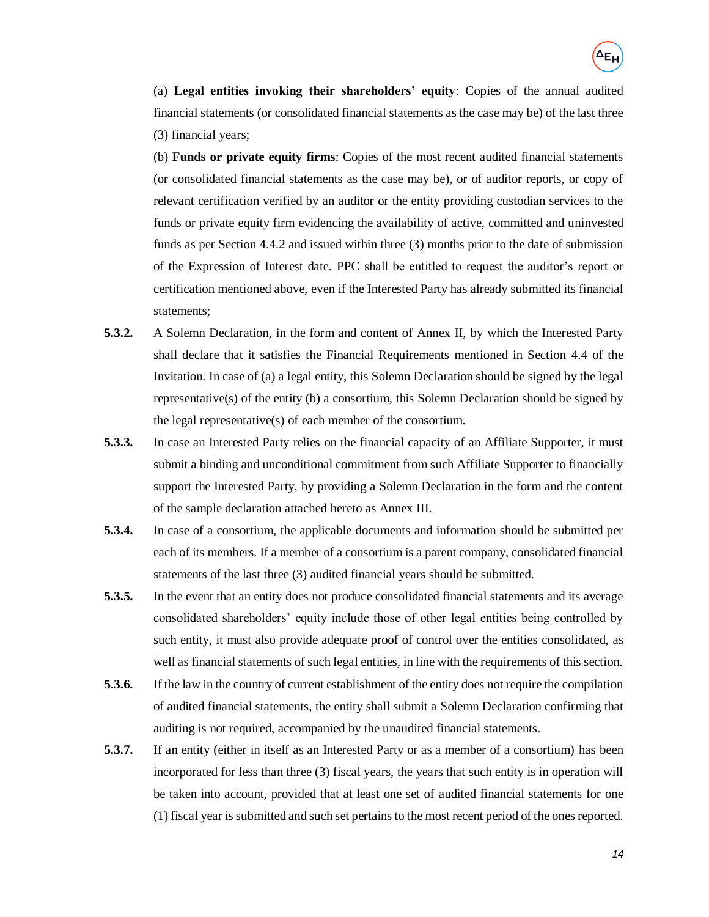(a) **Legal entities invoking their shareholders' equity**: Copies of the annual audited financial statements (or consolidated financial statements as the case may be) of the last three (3) financial years;

(b) **Funds or private equity firms**: Copies of the most recent audited financial statements (or consolidated financial statements as the case may be), or of auditor reports, or copy of relevant certification verified by an auditor or the entity providing custodian services to the funds or private equity firm evidencing the availability of active, committed and uninvested funds as per Section 4.4.2 and issued within three (3) months prior to the date of submission of the Expression of Interest date. PPC shall be entitled to request the auditor's report or certification mentioned above, even if the Interested Party has already submitted its financial statements;

**5.3.2.** A Solemn Declaration, in the form and content of Annex II, by which the Interested Party shall declare that it satisfies the Financial Requirements mentioned in Section 4.4 of the Invitation. In case of (a) a legal entity, this Solemn Declaration should be signed by the legal representative(s) of the entity (b) a consortium, this Solemn Declaration should be signed by the legal representative(s) of each member of the consortium.

**5.3.3.** In case an Interested Party relies on the financial capacity of an Affiliate Supporter, it must submit a binding and unconditional commitment from such Affiliate Supporter to financially support the Interested Party, by providing a Solemn Declaration in the form and the content of the sample declaration attached hereto as Annex III.

**5.3.4.** In case of a consortium, the applicable documents and information should be submitted per each of its members. If a member of a consortium is a parent company, consolidated financial statements of the last three (3) audited financial years should be submitted.

**5.3.5.** In the event that an entity does not produce consolidated financial statements and its average consolidated shareholders' equity include those of other legal entities being controlled by such entity, it must also provide adequate proof of control over the entities consolidated, as well as financial statements of such legal entities, in line with the requirements of this section.

**5.3.6.** If the law in the country of current establishment of the entity does not require the compilation of audited financial statements, the entity shall submit a Solemn Declaration confirming that auditing is not required, accompanied by the unaudited financial statements.

**5.3.7.** If an entity (either in itself as an Interested Party or as a member of a consortium) has been incorporated for less than three (3) fiscal years, the years that such entity is in operation will be taken into account, provided that at least one set of audited financial statements for one (1) fiscal year is submitted and such set pertains to the most recent period of the ones reported.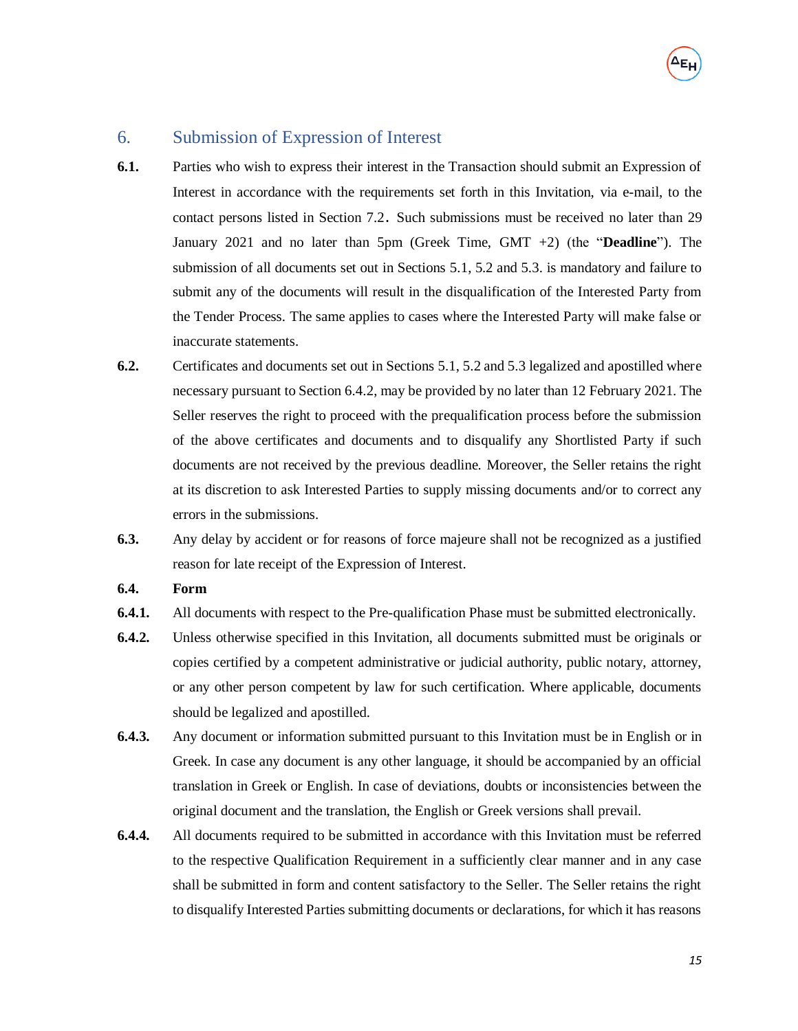## 6. Submission of Expression of Interest

**6.1.** Parties who wish to express their interest in the Transaction should submit an Expression of Interest in accordance with the requirements set forth in this Invitation, via e-mail, to the contact persons listed in Section 7.2. Such submissions must be received no later than 29 January 2021 and no later than 5pm (Greek Time, GMT +2) (the "**Deadline**"). The submission of all documents set out in Sections 5.1, 5.2 and 5.3. is mandatory and failure to submit any of the documents will result in the disqualification of the Interested Party from the Tender Process. The same applies to cases where the Interested Party will make false or inaccurate statements.

**6.2.** Certificates and documents set out in Sections 5.1, 5.2 and 5.3 legalized and apostilled where necessary pursuant to Section 6.4.2, may be provided by no later than 12 February 2021. The Seller reserves the right to proceed with the prequalification process before the submission of the above certificates and documents and to disqualify any Shortlisted Party if such documents are not received by the previous deadline. Moreover, the Seller retains the right at its discretion to ask Interested Parties to supply missing documents and/or to correct any errors in the submissions.

**6.3.** Any delay by accident or for reasons of force majeure shall not be recognized as a justified reason for late receipt of the Expression of Interest.

**6.4. Form**

**6.4.1.** All documents with respect to the Pre-qualification Phase must be submitted electronically.

**6.4.2.** Unless otherwise specified in this Invitation, all documents submitted must be originals or copies certified by a competent administrative or judicial authority, public notary, attorney, or any other person competent by law for such certification. Where applicable, documents should be legalized and apostilled.

**6.4.3.** Any document or information submitted pursuant to this Invitation must be in English or in Greek. In case any document is any other language, it should be accompanied by an official translation in Greek or English. In case of deviations, doubts or inconsistencies between the original document and the translation, the English or Greek versions shall prevail.

**6.4.4.** All documents required to be submitted in accordance with this Invitation must be referred to the respective Qualification Requirement in a sufficiently clear manner and in any case shall be submitted in form and content satisfactory to the Seller. The Seller retains the right to disqualify Interested Parties submitting documents or declarations, for which it has reasons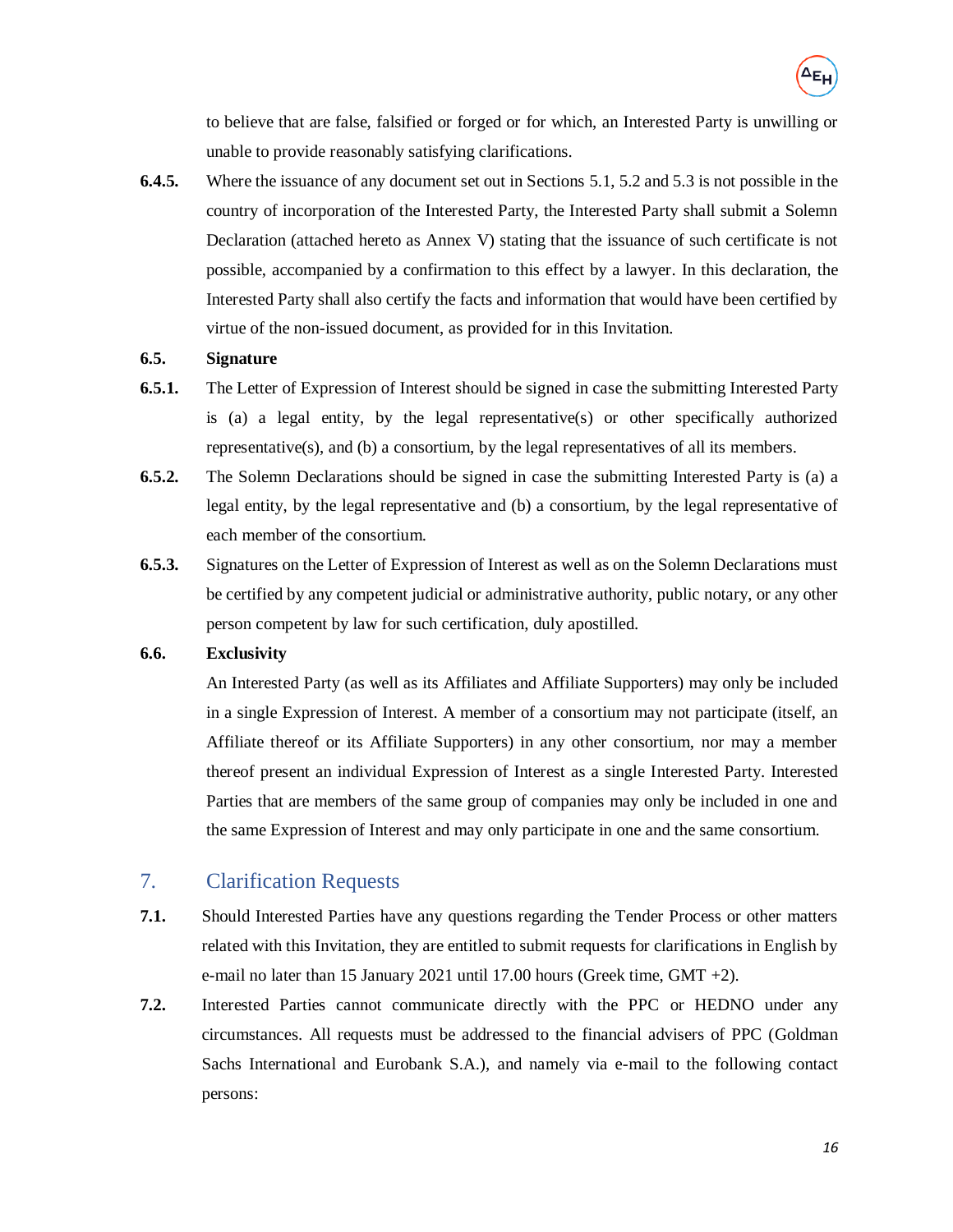to believe that are false, falsified or forged or for which, an Interested Party is unwilling or unable to provide reasonably satisfying clarifications.

**6.4.5.** Where the issuance of any document set out in Sections 5.1, 5.2 and 5.3 is not possible in the country of incorporation of the Interested Party, the Interested Party shall submit a Solemn Declaration (attached hereto as Annex V) stating that the issuance of such certificate is not possible, accompanied by a confirmation to this effect by a lawyer. In this declaration, the Interested Party shall also certify the facts and information that would have been certified by virtue of the non-issued document, as provided for in this Invitation.

**6.5. Signature**

**6.5.1.** The Letter of Expression of Interest should be signed in case the submitting Interested Party is (a) a legal entity, by the legal representative(s) or other specifically authorized representative(s), and (b) a consortium, by the legal representatives of all its members.

**6.5.2.** The Solemn Declarations should be signed in case the submitting Interested Party is (a) a legal entity, by the legal representative and (b) a consortium, by the legal representative of each member of the consortium.

**6.5.3.** Signatures on the Letter of Expression of Interest as well as on the Solemn Declarations must be certified by any competent judicial or administrative authority, public notary, or any other person competent by law for such certification, duly apostilled.

**6.6. Exclusivity**

An Interested Party (as well as its Affiliates and Affiliate Supporters) may only be included in a single Expression of Interest. A member of a consortium may not participate (itself, an Affiliate thereof or its Affiliate Supporters) in any other consortium, nor may a member thereof present an individual Expression of Interest as a single Interested Party. Interested Parties that are members of the same group of companies may only be included in one and the same Expression of Interest and may only participate in one and the same consortium.

## 7. Clarification Requests

**7.1.** Should Interested Parties have any questions regarding the Tender Process or other matters related with this Invitation, they are entitled to submit requests for clarifications in English by e-mail no later than 15 January 2021 until 17.00 hours (Greek time, GMT +2).

**7.2.** Interested Parties cannot communicate directly with the PPC or HEDNO under any circumstances. All requests must be addressed to the financial advisers of PPC (Goldman Sachs International and Eurobank S.A.), and namely via e-mail to the following contact persons: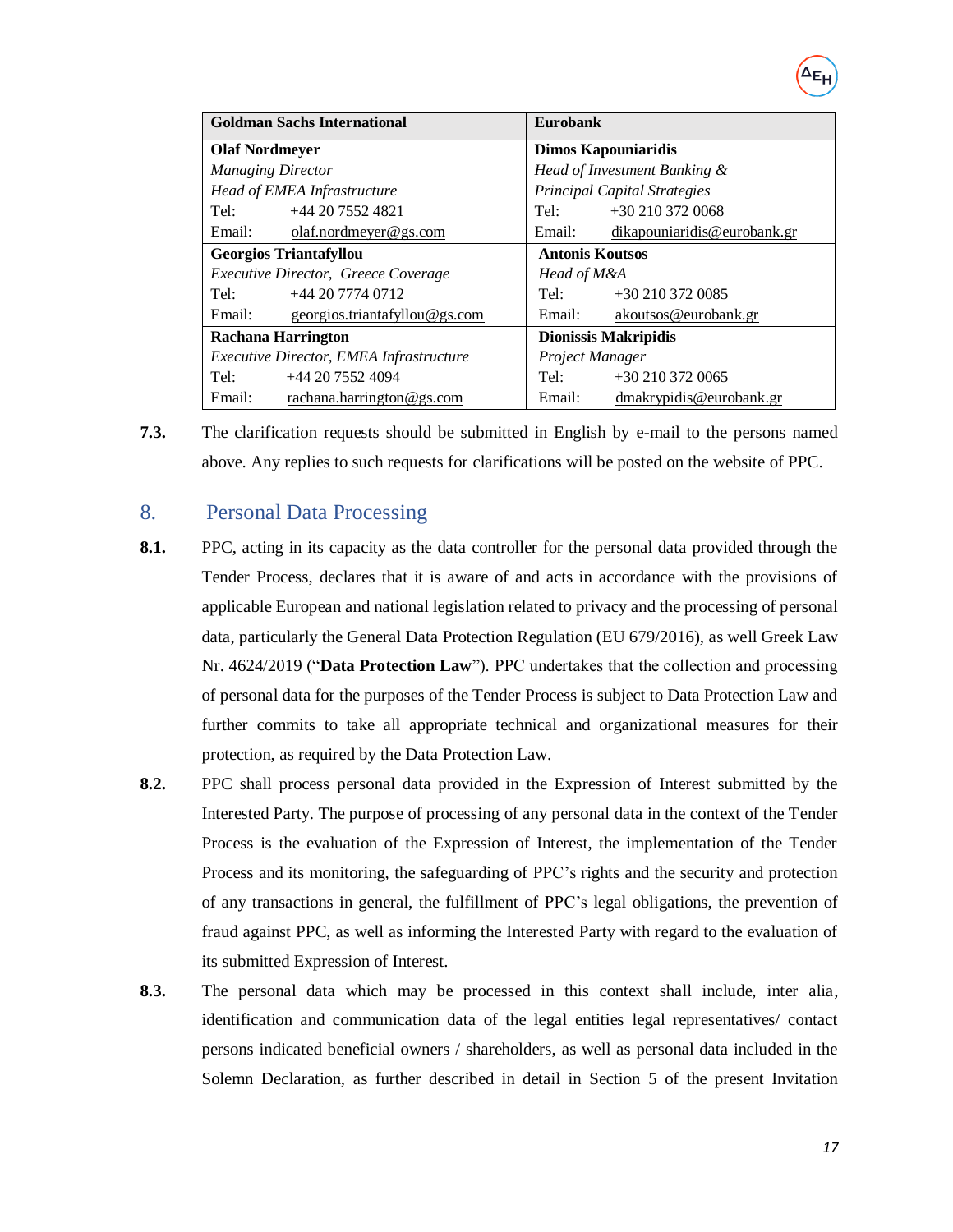| Goldman Sachs International | Eurobank |
|---|---|
| **Olaf Nordmeyer**<br>*Managing Director*<br>*Head of EMEA Infrastructure*<br>Tel: +44 20 7552 4821<br>Email: olaf.nordmeyer@gs.com | **Dimos Kapouniaridis**<br>*Head of Investment Banking &*<br>*Principal Capital Strategies*<br>Tel: +30 210 372 0068<br>Email: dikapouniaridis@eurobank.gr |
| **Georgios Triantafyllou**<br>*Executive Director, Greece Coverage*<br>Tel: +44 20 7774 0712<br>Email: georgios.triantafyllou@gs.com | **Antonis Koutsos**<br>*Head of M&A*<br>Tel: +30 210 372 0085<br>Email: akoutsos@eurobank.gr |
| **Rachana Harrington**<br>*Executive Director, EMEA Infrastructure*<br>Tel: +44 20 7552 4094<br>Email: rachana.harrington@gs.com | **Dionissis Makripidis**<br>*Project Manager*<br>Tel: +30 210 372 0065<br>Email: dmakrypidis@eurobank.gr |

**7.3.** The clarification requests should be submitted in English by e-mail to the persons named above. Any replies to such requests for clarifications will be posted on the website of PPC.

## 8. Personal Data Processing

**8.1.** PPC, acting in its capacity as the data controller for the personal data provided through the Tender Process, declares that it is aware of and acts in accordance with the provisions of applicable European and national legislation related to privacy and the processing of personal data, particularly the General Data Protection Regulation (EU 679/2016), as well Greek Law Nr. 4624/2019 ("**Data Protection Law**"). PPC undertakes that the collection and processing of personal data for the purposes of the Tender Process is subject to Data Protection Law and further commits to take all appropriate technical and organizational measures for their protection, as required by the Data Protection Law.

**8.2.** PPC shall process personal data provided in the Expression of Interest submitted by the Interested Party. The purpose of processing of any personal data in the context of the Tender Process is the evaluation of the Expression of Interest, the implementation of the Tender Process and its monitoring, the safeguarding of PPC's rights and the security and protection of any transactions in general, the fulfillment of PPC's legal obligations, the prevention of fraud against PPC, as well as informing the Interested Party with regard to the evaluation of its submitted Expression of Interest.

**8.3.** The personal data which may be processed in this context shall include, inter alia, identification and communication data of the legal entities legal representatives/ contact persons indicated beneficial owners / shareholders, as well as personal data included in the Solemn Declaration, as further described in detail in Section 5 of the present Invitation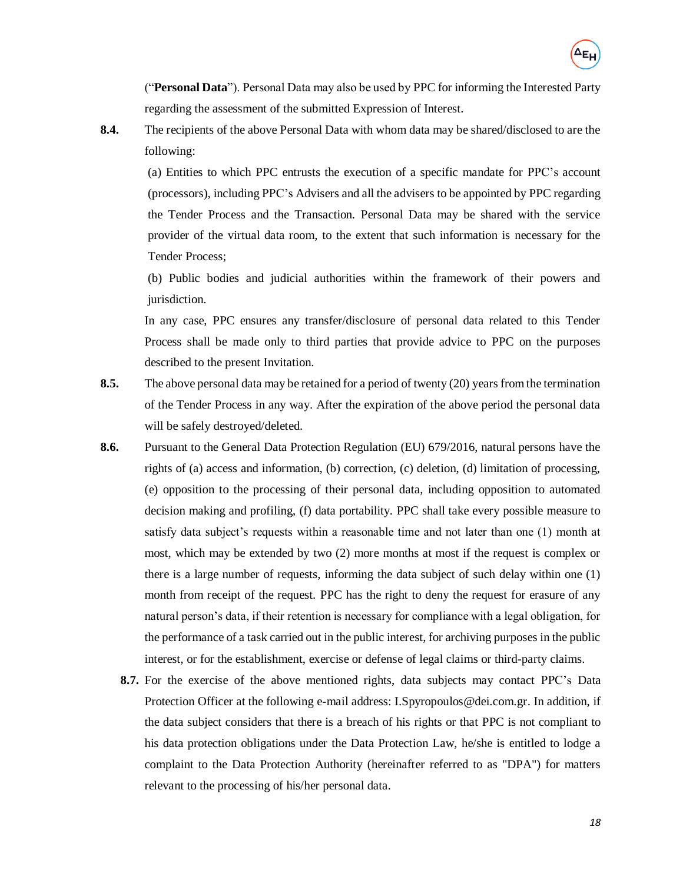("**Personal Data**"). Personal Data may also be used by PPC for informing the Interested Party regarding the assessment of the submitted Expression of Interest.

**8.4.** The recipients of the above Personal Data with whom data may be shared/disclosed to are the following:

(a) Entities to which PPC entrusts the execution of a specific mandate for PPC's account (processors), including PPC's Advisers and all the advisers to be appointed by PPC regarding the Tender Process and the Transaction. Personal Data may be shared with the service provider of the virtual data room, to the extent that such information is necessary for the Tender Process;

(b) Public bodies and judicial authorities within the framework of their powers and jurisdiction.

In any case, PPC ensures any transfer/disclosure of personal data related to this Tender Process shall be made only to third parties that provide advice to PPC on the purposes described to the present Invitation.

**8.5.** The above personal data may be retained for a period of twenty (20) years from the termination of the Tender Process in any way. After the expiration of the above period the personal data will be safely destroyed/deleted.

**8.6.** Pursuant to the General Data Protection Regulation (EU) 679/2016, natural persons have the rights of (a) access and information, (b) correction, (c) deletion, (d) limitation of processing, (e) opposition to the processing of their personal data, including opposition to automated decision making and profiling, (f) data portability. PPC shall take every possible measure to satisfy data subject's requests within a reasonable time and not later than one (1) month at most, which may be extended by two (2) more months at most if the request is complex or there is a large number of requests, informing the data subject of such delay within one (1) month from receipt of the request. PPC has the right to deny the request for erasure of any natural person's data, if their retention is necessary for compliance with a legal obligation, for the performance of a task carried out in the public interest, for archiving purposes in the public interest, or for the establishment, exercise or defense of legal claims or third-party claims.

**8.7.** For the exercise of the above mentioned rights, data subjects may contact PPC's Data Protection Officer at the following e-mail address: I.Spyropoulos@dei.com.gr. In addition, if the data subject considers that there is a breach of his rights or that PPC is not compliant to his data protection obligations under the Data Protection Law, he/she is entitled to lodge a complaint to the Data Protection Authority (hereinafter referred to as "DPA") for matters relevant to the processing of his/her personal data.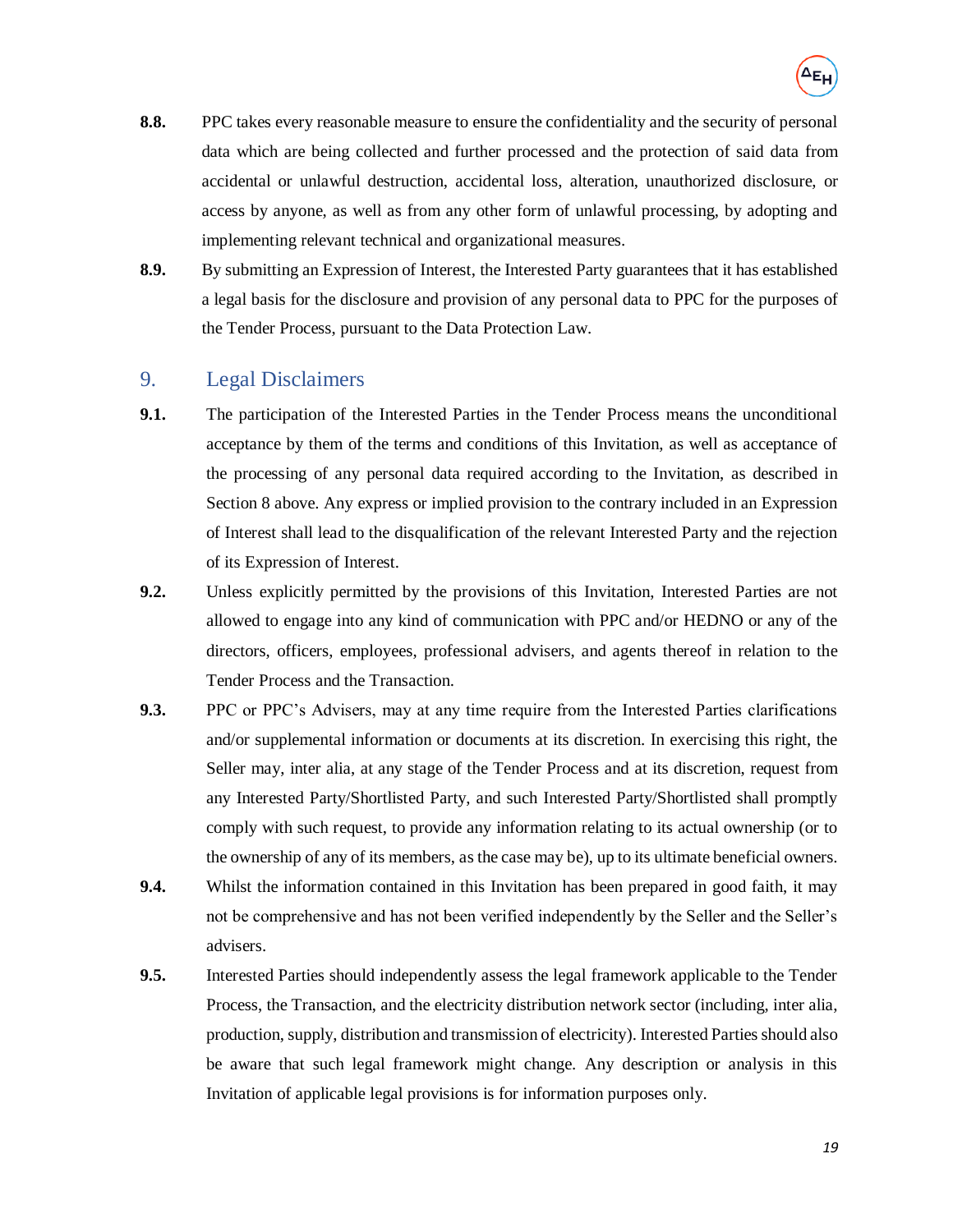**8.8.** PPC takes every reasonable measure to ensure the confidentiality and the security of personal data which are being collected and further processed and the protection of said data from accidental or unlawful destruction, accidental loss, alteration, unauthorized disclosure, or access by anyone, as well as from any other form of unlawful processing, by adopting and implementing relevant technical and organizational measures.

**8.9.** By submitting an Expression of Interest, the Interested Party guarantees that it has established a legal basis for the disclosure and provision of any personal data to PPC for the purposes of the Tender Process, pursuant to the Data Protection Law.

## 9. Legal Disclaimers

**9.1.** The participation of the Interested Parties in the Tender Process means the unconditional acceptance by them of the terms and conditions of this Invitation, as well as acceptance of the processing of any personal data required according to the Invitation, as described in Section 8 above. Any express or implied provision to the contrary included in an Expression of Interest shall lead to the disqualification of the relevant Interested Party and the rejection of its Expression of Interest.

**9.2.** Unless explicitly permitted by the provisions of this Invitation, Interested Parties are not allowed to engage into any kind of communication with PPC and/or HEDNO or any of the directors, officers, employees, professional advisers, and agents thereof in relation to the Tender Process and the Transaction.

**9.3.** PPC or PPC's Advisers, may at any time require from the Interested Parties clarifications and/or supplemental information or documents at its discretion. In exercising this right, the Seller may, inter alia, at any stage of the Tender Process and at its discretion, request from any Interested Party/Shortlisted Party, and such Interested Party/Shortlisted shall promptly comply with such request, to provide any information relating to its actual ownership (or to the ownership of any of its members, as the case may be), up to its ultimate beneficial owners.

**9.4.** Whilst the information contained in this Invitation has been prepared in good faith, it may not be comprehensive and has not been verified independently by the Seller and the Seller's advisers.

**9.5.** Interested Parties should independently assess the legal framework applicable to the Tender Process, the Transaction, and the electricity distribution network sector (including, inter alia, production, supply, distribution and transmission of electricity). Interested Parties should also be aware that such legal framework might change. Any description or analysis in this Invitation of applicable legal provisions is for information purposes only.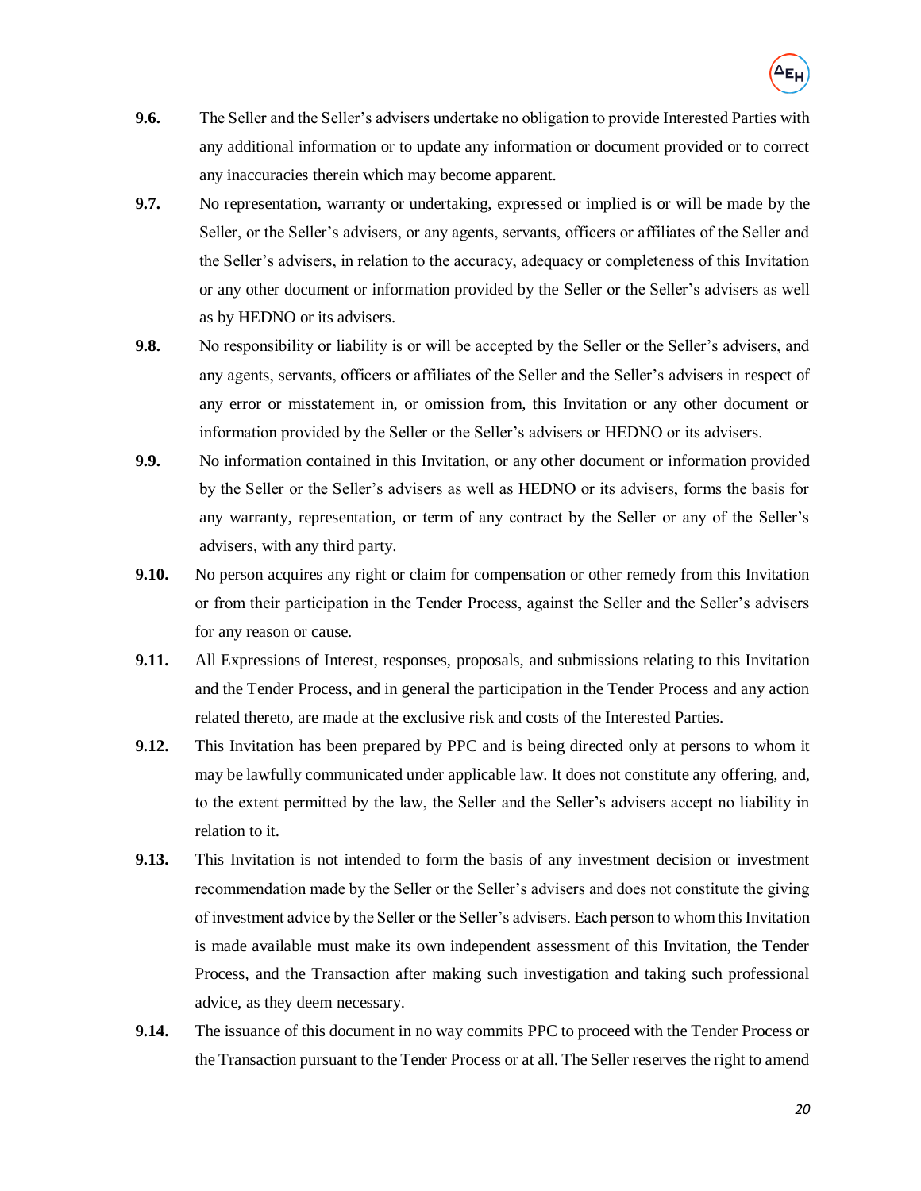**9.6.** The Seller and the Seller's advisers undertake no obligation to provide Interested Parties with any additional information or to update any information or document provided or to correct any inaccuracies therein which may become apparent.

**9.7.** No representation, warranty or undertaking, expressed or implied is or will be made by the Seller, or the Seller's advisers, or any agents, servants, officers or affiliates of the Seller and the Seller's advisers, in relation to the accuracy, adequacy or completeness of this Invitation or any other document or information provided by the Seller or the Seller's advisers as well as by HEDNO or its advisers.

**9.8.** No responsibility or liability is or will be accepted by the Seller or the Seller's advisers, and any agents, servants, officers or affiliates of the Seller and the Seller's advisers in respect of any error or misstatement in, or omission from, this Invitation or any other document or information provided by the Seller or the Seller's advisers or HEDNO or its advisers.

**9.9.** No information contained in this Invitation, or any other document or information provided by the Seller or the Seller's advisers as well as HEDNO or its advisers, forms the basis for any warranty, representation, or term of any contract by the Seller or any of the Seller's advisers, with any third party.

**9.10.** No person acquires any right or claim for compensation or other remedy from this Invitation or from their participation in the Tender Process, against the Seller and the Seller's advisers for any reason or cause.

**9.11.** All Expressions of Interest, responses, proposals, and submissions relating to this Invitation and the Tender Process, and in general the participation in the Tender Process and any action related thereto, are made at the exclusive risk and costs of the Interested Parties.

**9.12.** This Invitation has been prepared by PPC and is being directed only at persons to whom it may be lawfully communicated under applicable law. It does not constitute any offering, and, to the extent permitted by the law, the Seller and the Seller's advisers accept no liability in relation to it.

**9.13.** This Invitation is not intended to form the basis of any investment decision or investment recommendation made by the Seller or the Seller's advisers and does not constitute the giving of investment advice by the Seller or the Seller's advisers. Each person to whom this Invitation is made available must make its own independent assessment of this Invitation, the Tender Process, and the Transaction after making such investigation and taking such professional advice, as they deem necessary.

**9.14.** The issuance of this document in no way commits PPC to proceed with the Tender Process or the Transaction pursuant to the Tender Process or at all. The Seller reserves the right to amend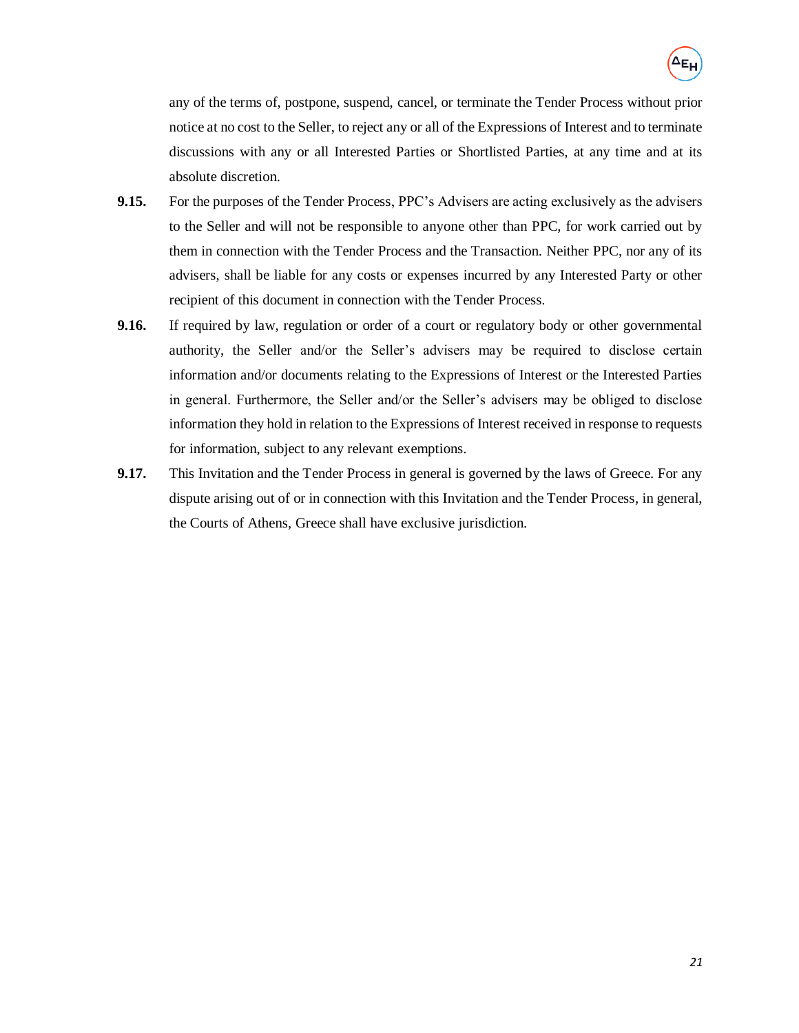any of the terms of, postpone, suspend, cancel, or terminate the Tender Process without prior notice at no cost to the Seller, to reject any or all of the Expressions of Interest and to terminate discussions with any or all Interested Parties or Shortlisted Parties, at any time and at its absolute discretion.

**9.15.** For the purposes of the Tender Process, PPC's Advisers are acting exclusively as the advisers to the Seller and will not be responsible to anyone other than PPC, for work carried out by them in connection with the Tender Process and the Transaction. Neither PPC, nor any of its advisers, shall be liable for any costs or expenses incurred by any Interested Party or other recipient of this document in connection with the Tender Process.

**9.16.** If required by law, regulation or order of a court or regulatory body or other governmental authority, the Seller and/or the Seller's advisers may be required to disclose certain information and/or documents relating to the Expressions of Interest or the Interested Parties in general. Furthermore, the Seller and/or the Seller's advisers may be obliged to disclose information they hold in relation to the Expressions of Interest received in response to requests for information, subject to any relevant exemptions.

**9.17.** This Invitation and the Tender Process in general is governed by the laws of Greece. For any dispute arising out of or in connection with this Invitation and the Tender Process, in general, the Courts of Athens, Greece shall have exclusive jurisdiction.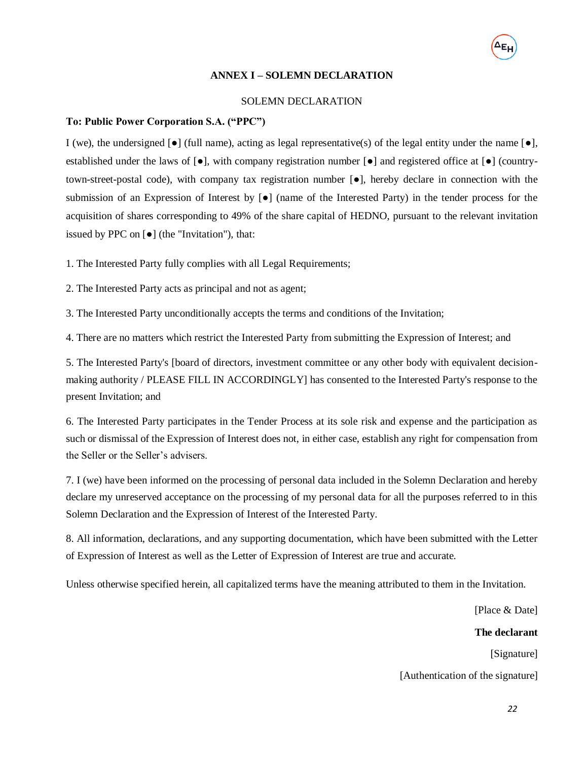## ANNEX I – SOLEMN DECLARATION

SOLEMN DECLARATION

**To: Public Power Corporation S.A. ("PPC")**

I (we), the undersigned [●] (full name), acting as legal representative(s) of the legal entity under the name [●], established under the laws of [●], with company registration number [●] and registered office at [●] (country-town-street-postal code), with company tax registration number [●], hereby declare in connection with the submission of an Expression of Interest by [●] (name of the Interested Party) in the tender process for the acquisition of shares corresponding to 49% of the share capital of HEDNO, pursuant to the relevant invitation issued by PPC on [●] (the "Invitation"), that:

1. The Interested Party fully complies with all Legal Requirements;

2. The Interested Party acts as principal and not as agent;

3. The Interested Party unconditionally accepts the terms and conditions of the Invitation;

4. There are no matters which restrict the Interested Party from submitting the Expression of Interest; and

5. The Interested Party's [board of directors, investment committee or any other body with equivalent decision-making authority / PLEASE FILL IN ACCORDINGLY] has consented to the Interested Party's response to the present Invitation; and

6. The Interested Party participates in the Tender Process at its sole risk and expense and the participation as such or dismissal of the Expression of Interest does not, in either case, establish any right for compensation from the Seller or the Seller's advisers.

7. I (we) have been informed on the processing of personal data included in the Solemn Declaration and hereby declare my unreserved acceptance on the processing of my personal data for all the purposes referred to in this Solemn Declaration and the Expression of Interest of the Interested Party.

8. All information, declarations, and any supporting documentation, which have been submitted with the Letter of Expression of Interest as well as the Letter of Expression of Interest are true and accurate.

Unless otherwise specified herein, all capitalized terms have the meaning attributed to them in the Invitation.

[Place & Date]

**The declarant**

[Signature]

[Authentication of the signature]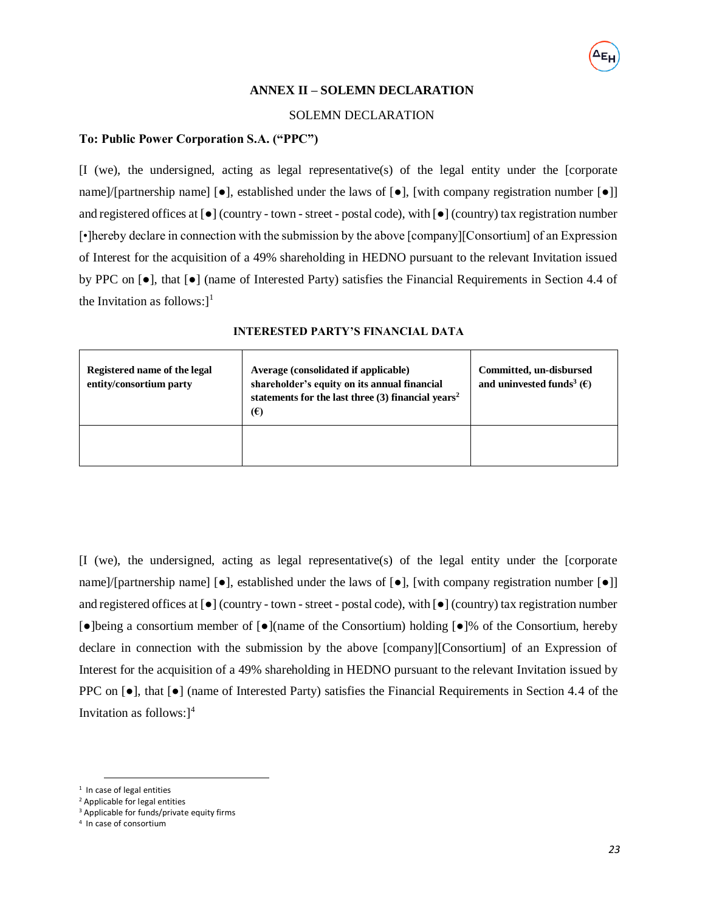### ANNEX II – SOLEMN DECLARATION

SOLEMN DECLARATION

**To: Public Power Corporation S.A. ("PPC")**

[I (we), the undersigned, acting as legal representative(s) of the legal entity under the [corporate name]/[partnership name] [●], established under the laws of [●], [with company registration number [●]] and registered offices at [●] (country - town - street - postal code), with [●] (country) tax registration number [•]hereby declare in connection with the submission by the above [company][Consortium] of an Expression of Interest for the acquisition of a 49% shareholding in HEDNO pursuant to the relevant Invitation issued by PPC on [●], that [●] (name of Interested Party) satisfies the Financial Requirements in Section 4.4 of the Invitation as follows:][1]

**INTERESTED PARTY'S FINANCIAL DATA**

| **Registered name of the legal entity/consortium party** | **Average (consolidated if applicable) shareholder's equity on its annual financial statements for the last three (3) financial years[2] (€)** | **Committed, un-disbursed and uninvested funds[3] (€)** |
|---|---|---|
| | | |

[I (we), the undersigned, acting as legal representative(s) of the legal entity under the [corporate name]/[partnership name] [●], established under the laws of [●], [with company registration number [●]] and registered offices at [●] (country - town - street - postal code), with [●] (country) tax registration number [●]being a consortium member of [●](name of the Consortium) holding [●]% of the Consortium, hereby declare in connection with the submission by the above [company][Consortium] of an Expression of Interest for the acquisition of a 49% shareholding in HEDNO pursuant to the relevant Invitation issued by PPC on [●], that [●] (name of Interested Party) satisfies the Financial Requirements in Section 4.4 of the Invitation as follows:][4]

---

[1] In case of legal entities

[2] Applicable for legal entities

[3] Applicable for funds/private equity firms

[4] In case of consortium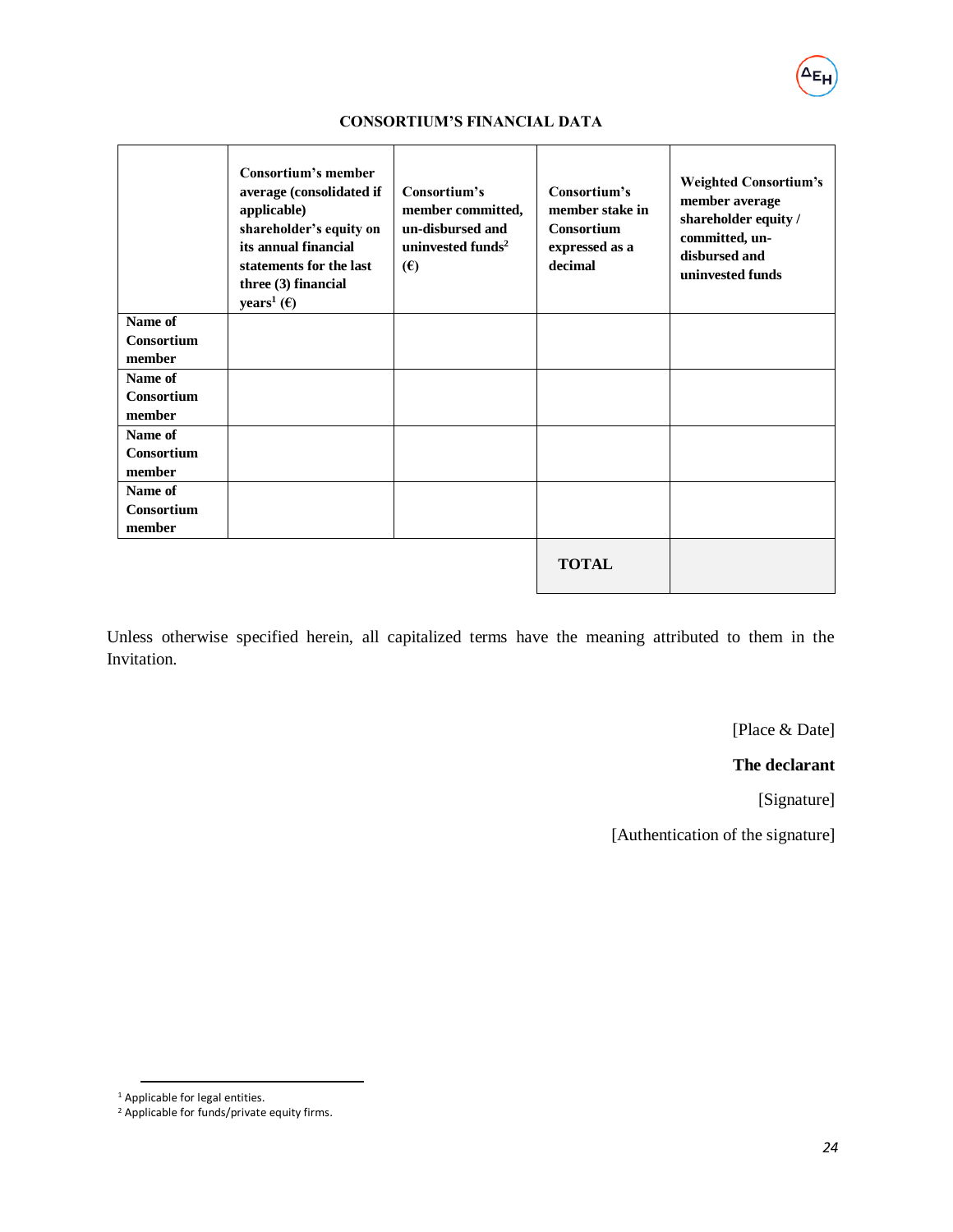### CONSORTIUM'S FINANCIAL DATA

| | Consortium's member average (consolidated if applicable) shareholder's equity on its annual financial statements for the last three (3) financial years[1] (€) | Consortium's member committed, un-disbursed and uninvested funds[2] (€) | Consortium's member stake in Consortium expressed as a decimal | Weighted Consortium's member average shareholder equity / committed, un-disbursed and uninvested funds |
|---|---|---|---|---|
| **Name of Consortium member** | | | | |
| **Name of Consortium member** | | | | |
| **Name of Consortium member** | | | | |
| **Name of Consortium member** | | | | |
| | | | **TOTAL** | |

Unless otherwise specified herein, all capitalized terms have the meaning attributed to them in the Invitation.

[Place & Date]

**The declarant**

[Signature]

[Authentication of the signature]

[1] Applicable for legal entities.
[2] Applicable for funds/private equity firms.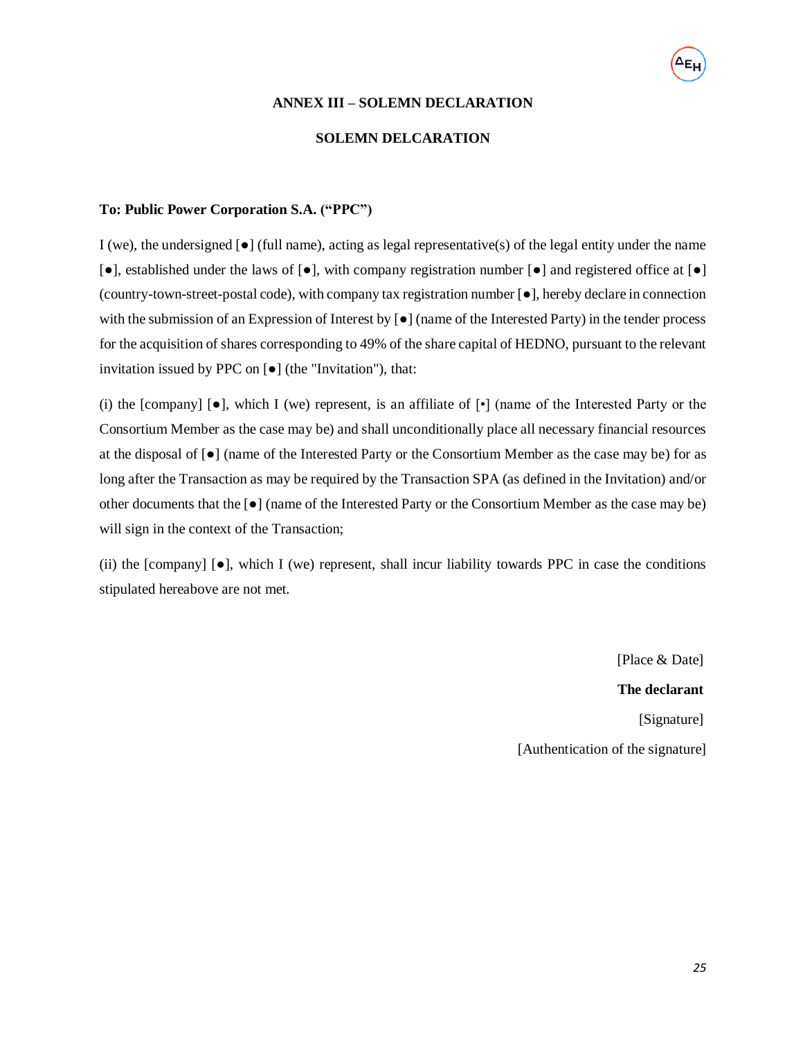## ANNEX III – SOLEMN DECLARATION

### SOLEMN DELCARATION

**To: Public Power Corporation S.A. ("PPC")**

I (we), the undersigned [●] (full name), acting as legal representative(s) of the legal entity under the name [●], established under the laws of [●], with company registration number [●] and registered office at [●] (country-town-street-postal code), with company tax registration number [●], hereby declare in connection with the submission of an Expression of Interest by [●] (name of the Interested Party) in the tender process for the acquisition of shares corresponding to 49% of the share capital of HEDNO, pursuant to the relevant invitation issued by PPC on [●] (the "Invitation"), that:

(i) the [company] [●], which I (we) represent, is an affiliate of [•] (name of the Interested Party or the Consortium Member as the case may be) and shall unconditionally place all necessary financial resources at the disposal of [●] (name of the Interested Party or the Consortium Member as the case may be) for as long after the Transaction as may be required by the Transaction SPA (as defined in the Invitation) and/or other documents that the [●] (name of the Interested Party or the Consortium Member as the case may be) will sign in the context of the Transaction;

(ii) the [company] [●], which I (we) represent, shall incur liability towards PPC in case the conditions stipulated hereabove are not met.

[Place & Date]

**The declarant**

[Signature]

[Authentication of the signature]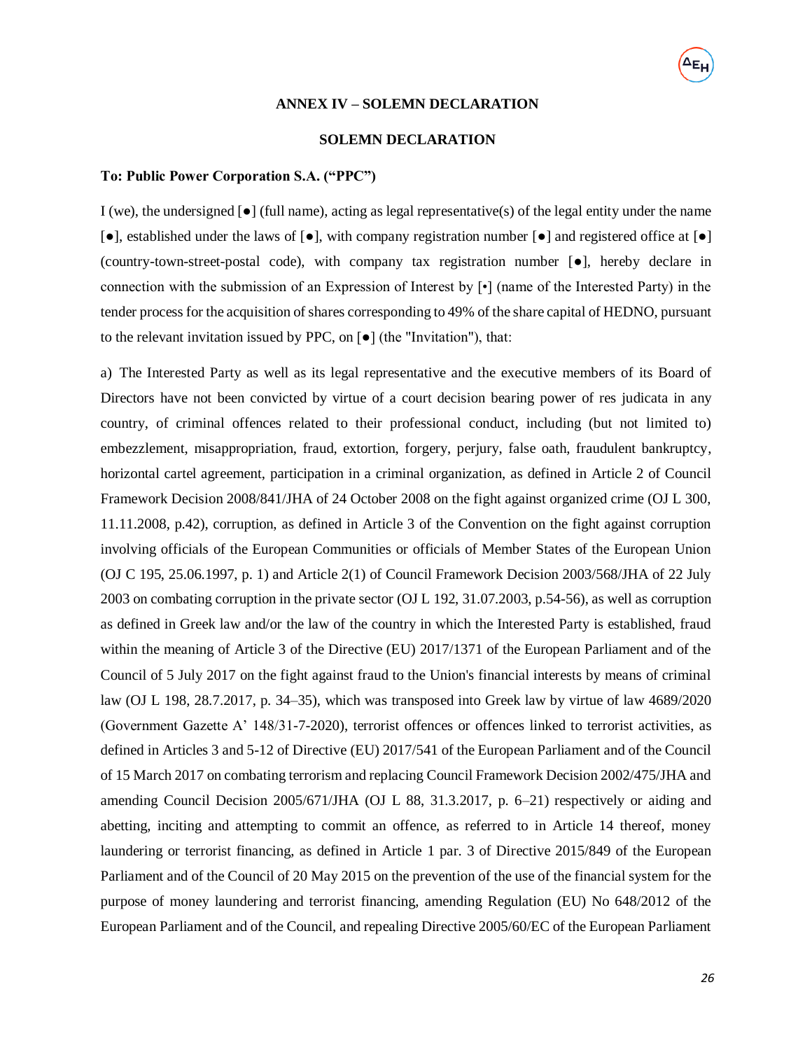## ANNEX IV – SOLEMN DECLARATION

### SOLEMN DECLARATION

**To: Public Power Corporation S.A. ("PPC")**

I (we), the undersigned [●] (full name), acting as legal representative(s) of the legal entity under the name [●], established under the laws of [●], with company registration number [●] and registered office at [●] (country-town-street-postal code), with company tax registration number [●], hereby declare in connection with the submission of an Expression of Interest by [•] (name of the Interested Party) in the tender process for the acquisition of shares corresponding to 49% of the share capital of HEDNO, pursuant to the relevant invitation issued by PPC, on [●] (the "Invitation"), that:

a) The Interested Party as well as its legal representative and the executive members of its Board of Directors have not been convicted by virtue of a court decision bearing power of res judicata in any country, of criminal offences related to their professional conduct, including (but not limited to) embezzlement, misappropriation, fraud, extortion, forgery, perjury, false oath, fraudulent bankruptcy, horizontal cartel agreement, participation in a criminal organization, as defined in Article 2 of Council Framework Decision 2008/841/JHA of 24 October 2008 on the fight against organized crime (OJ L 300, 11.11.2008, p.42), corruption, as defined in Article 3 of the Convention on the fight against corruption involving officials of the European Communities or officials of Member States of the European Union (OJ C 195, 25.06.1997, p. 1) and Article 2(1) of Council Framework Decision 2003/568/JHA of 22 July 2003 on combating corruption in the private sector (OJ L 192, 31.07.2003, p.54-56), as well as corruption as defined in Greek law and/or the law of the country in which the Interested Party is established, fraud within the meaning of Article 3 of the Directive (EU) 2017/1371 of the European Parliament and of the Council of 5 July 2017 on the fight against fraud to the Union's financial interests by means of criminal law (OJ L 198, 28.7.2017, p. 34–35), which was transposed into Greek law by virtue of law 4689/2020 (Government Gazette A' 148/31-7-2020), terrorist offences or offences linked to terrorist activities, as defined in Articles 3 and 5-12 of Directive (EU) 2017/541 of the European Parliament and of the Council of 15 March 2017 on combating terrorism and replacing Council Framework Decision 2002/475/JHA and amending Council Decision 2005/671/JHA (OJ L 88, 31.3.2017, p. 6–21) respectively or aiding and abetting, inciting and attempting to commit an offence, as referred to in Article 14 thereof, money laundering or terrorist financing, as defined in Article 1 par. 3 of Directive 2015/849 of the European Parliament and of the Council of 20 May 2015 on the prevention of the use of the financial system for the purpose of money laundering and terrorist financing, amending Regulation (EU) No 648/2012 of the European Parliament and of the Council, and repealing Directive 2005/60/EC of the European Parliament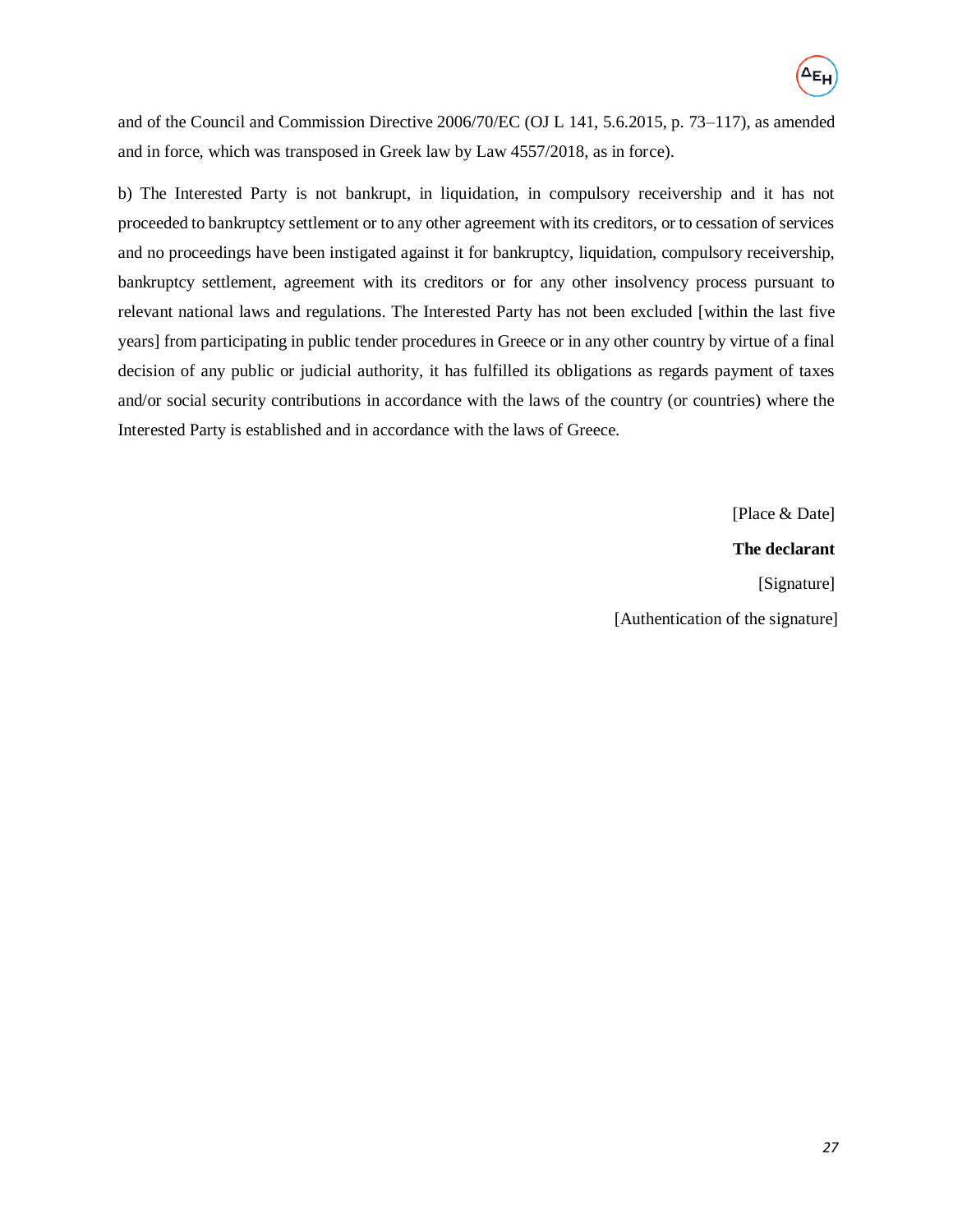and of the Council and Commission Directive 2006/70/EC (OJ L 141, 5.6.2015, p. 73–117), as amended and in force, which was transposed in Greek law by Law 4557/2018, as in force).

b) The Interested Party is not bankrupt, in liquidation, in compulsory receivership and it has not proceeded to bankruptcy settlement or to any other agreement with its creditors, or to cessation of services and no proceedings have been instigated against it for bankruptcy, liquidation, compulsory receivership, bankruptcy settlement, agreement with its creditors or for any other insolvency process pursuant to relevant national laws and regulations. The Interested Party has not been excluded [within the last five years] from participating in public tender procedures in Greece or in any other country by virtue of a final decision of any public or judicial authority, it has fulfilled its obligations as regards payment of taxes and/or social security contributions in accordance with the laws of the country (or countries) where the Interested Party is established and in accordance with the laws of Greece.

[Place & Date]

**The declarant**

[Signature]

[Authentication of the signature]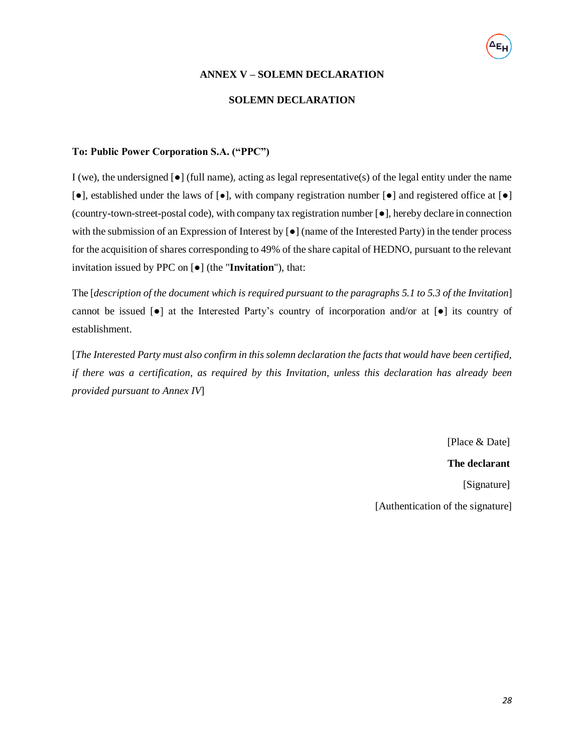# ANNEX V – SOLEMN DECLARATION

## SOLEMN DECLARATION

**To: Public Power Corporation S.A. ("PPC")**

I (we), the undersigned [●] (full name), acting as legal representative(s) of the legal entity under the name [●], established under the laws of [●], with company registration number [●] and registered office at [●] (country-town-street-postal code), with company tax registration number [●], hereby declare in connection with the submission of an Expression of Interest by [●] (name of the Interested Party) in the tender process for the acquisition of shares corresponding to 49% of the share capital of HEDNO, pursuant to the relevant invitation issued by PPC on [●] (the "**Invitation**"), that:

The [*description of the document which is required pursuant to the paragraphs 5.1 to 5.3 of the Invitation*] cannot be issued [●] at the Interested Party's country of incorporation and/or at [●] its country of establishment.

[*The Interested Party must also confirm in this solemn declaration the facts that would have been certified, if there was a certification, as required by this Invitation, unless this declaration has already been provided pursuant to Annex IV*]

[Place & Date]

**The declarant**

[Signature]

[Authentication of the signature]